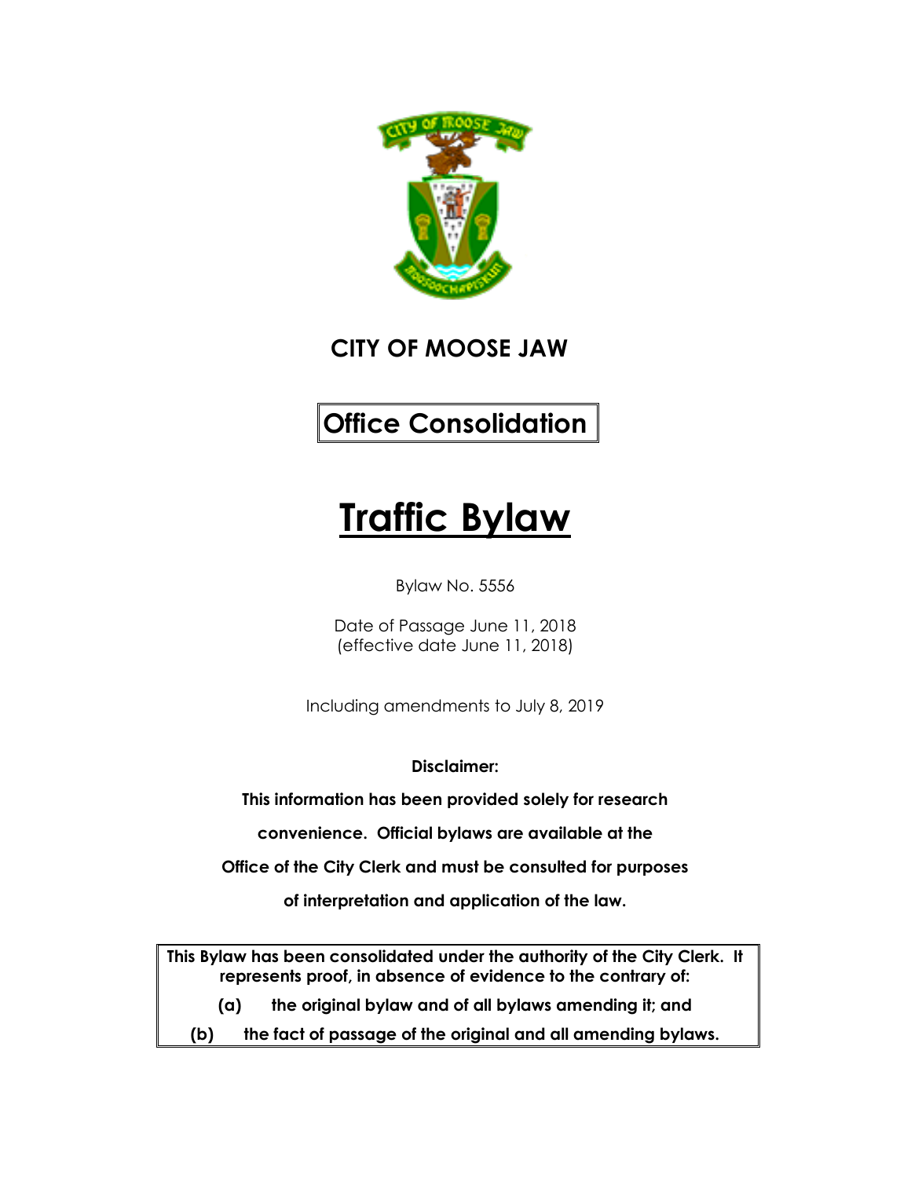# CITY OF MOOSE JAW

**Office Consolidation**

# Traffic Bylaw

Bylaw No. 5556

Date of Passage June 11, 2018
(effective date June 11, 2018)

Including amendments to July 8, 2019

**Disclaimer:**

**This information has been provided solely for research convenience. Official bylaws are available at the Office of the City Clerk and must be consulted for purposes of interpretation and application of the law.**

**This Bylaw has been consolidated under the authority of the City Clerk. It represents proof, in absence of evidence to the contrary of:**

**(a) the original bylaw and of all bylaws amending it; and**

**(b) the fact of passage of the original and all amending bylaws.**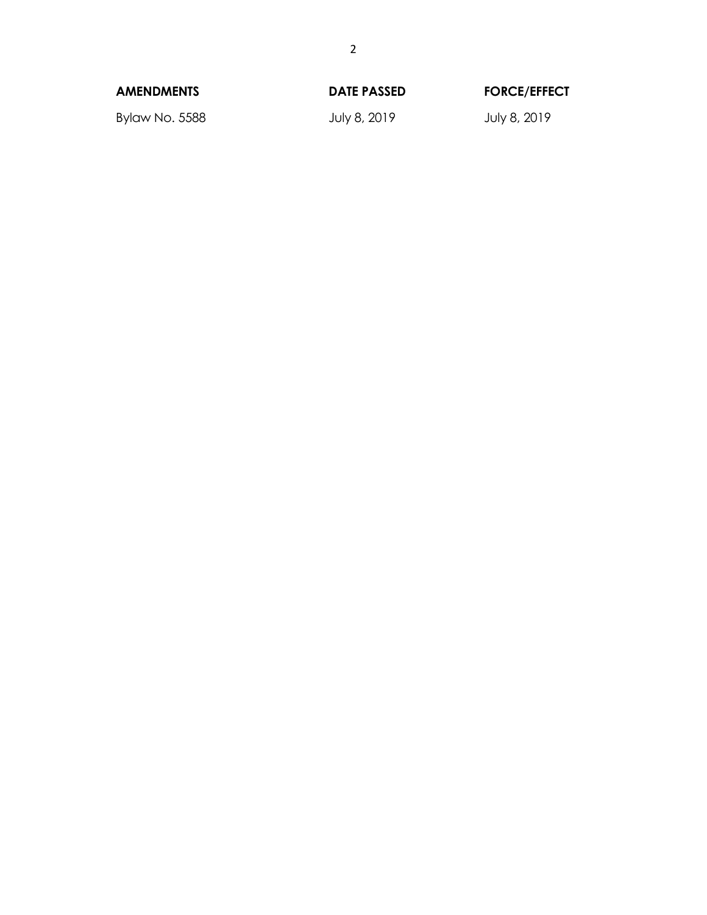| AMENDMENTS | DATE PASSED | FORCE/EFFECT |
| --- | --- | --- |
| Bylaw No. 5588 | July 8, 2019 | July 8, 2019 |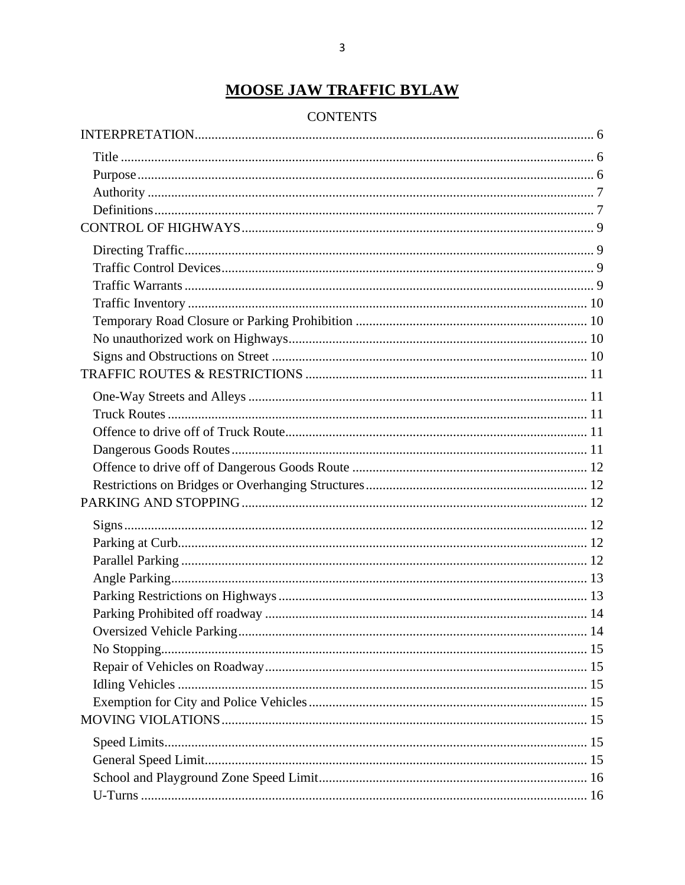# MOOSE JAW TRAFFIC BYLAW

CONTENTS

INTERPRETATION ..... 6

- Title ..... 6
- Purpose ..... 6
- Authority ..... 7
- Definitions ..... 7

CONTROL OF HIGHWAYS ..... 9

- Directing Traffic ..... 9
- Traffic Control Devices ..... 9
- Traffic Warrants ..... 9
- Traffic Inventory ..... 10
- Temporary Road Closure or Parking Prohibition ..... 10
- No unauthorized work on Highways ..... 10
- Signs and Obstructions on Street ..... 10

TRAFFIC ROUTES & RESTRICTIONS ..... 11

- One-Way Streets and Alleys ..... 11
- Truck Routes ..... 11
- Offence to drive off of Truck Route ..... 11
- Dangerous Goods Routes ..... 11
- Offence to drive off of Dangerous Goods Route ..... 12
- Restrictions on Bridges or Overhanging Structures ..... 12

PARKING AND STOPPING ..... 12

- Signs ..... 12
- Parking at Curb ..... 12
- Parallel Parking ..... 12
- Angle Parking ..... 13
- Parking Restrictions on Highways ..... 13
- Parking Prohibited off roadway ..... 14
- Oversized Vehicle Parking ..... 14
- No Stopping ..... 15
- Repair of Vehicles on Roadway ..... 15
- Idling Vehicles ..... 15
- Exemption for City and Police Vehicles ..... 15

MOVING VIOLATIONS ..... 15

- Speed Limits ..... 15
- General Speed Limit ..... 15
- School and Playground Zone Speed Limit ..... 16
- U-Turns ..... 16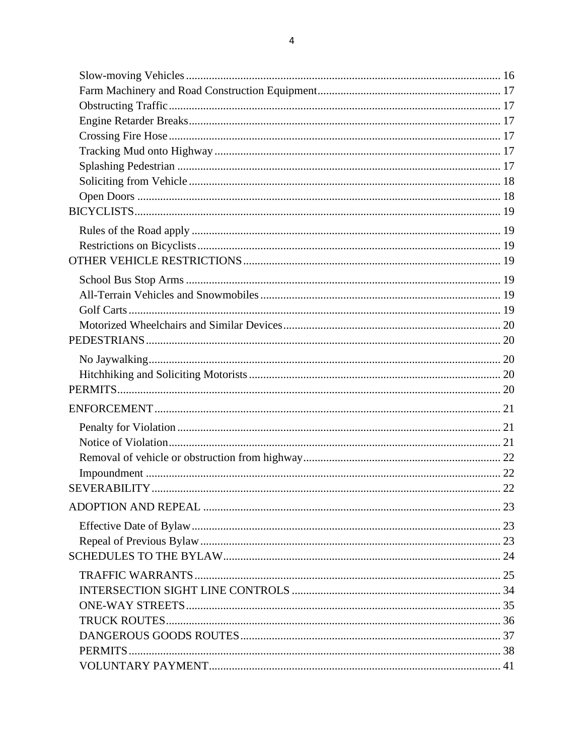Slow-moving Vehicles ............................................................................................................ 16
Farm Machinery and Road Construction Equipment............................................................... 17
Obstructing Traffic.................................................................................................................. 17
Engine Retarder Breaks........................................................................................................... 17
Crossing Fire Hose.................................................................................................................. 17
Tracking Mud onto Highway.................................................................................................. 17
Splashing Pedestrian ............................................................................................................... 17
Soliciting from Vehicle........................................................................................................... 18
Open Doors ............................................................................................................................. 18

BICYCLISTS.............................................................................................................................. 19

Rules of the Road apply .......................................................................................................... 19
Restrictions on Bicyclists........................................................................................................ 19

OTHER VEHICLE RESTRICTIONS........................................................................................ 19

School Bus Stop Arms ............................................................................................................ 19
All-Terrain Vehicles and Snowmobiles.................................................................................. 19
Golf Carts................................................................................................................................ 19
Motorized Wheelchairs and Similar Devices.......................................................................... 20

PEDESTRIANS.......................................................................................................................... 20

No Jaywalking......................................................................................................................... 20
Hitchhiking and Soliciting Motorists...................................................................................... 20

PERMITS.................................................................................................................................... 20

ENFORCEMENT....................................................................................................................... 21

Penalty for Violation............................................................................................................... 21
Notice of Violation.................................................................................................................. 21
Removal of vehicle or obstruction from highway................................................................... 22
Impoundment .......................................................................................................................... 22

SEVERABILITY........................................................................................................................ 22

ADOPTION AND REPEAL ...................................................................................................... 23

Effective Date of Bylaw.......................................................................................................... 23
Repeal of Previous Bylaw....................................................................................................... 23

SCHEDULES TO THE BYLAW............................................................................................... 24

TRAFFIC WARRANTS.......................................................................................................... 25
INTERSECTION SIGHT LINE CONTROLS ........................................................................ 34
ONE-WAY STREETS............................................................................................................. 35
TRUCK ROUTES.................................................................................................................... 36
DANGEROUS GOODS ROUTES.......................................................................................... 37
PERMITS................................................................................................................................. 38
VOLUNTARY PAYMENT..................................................................................................... 41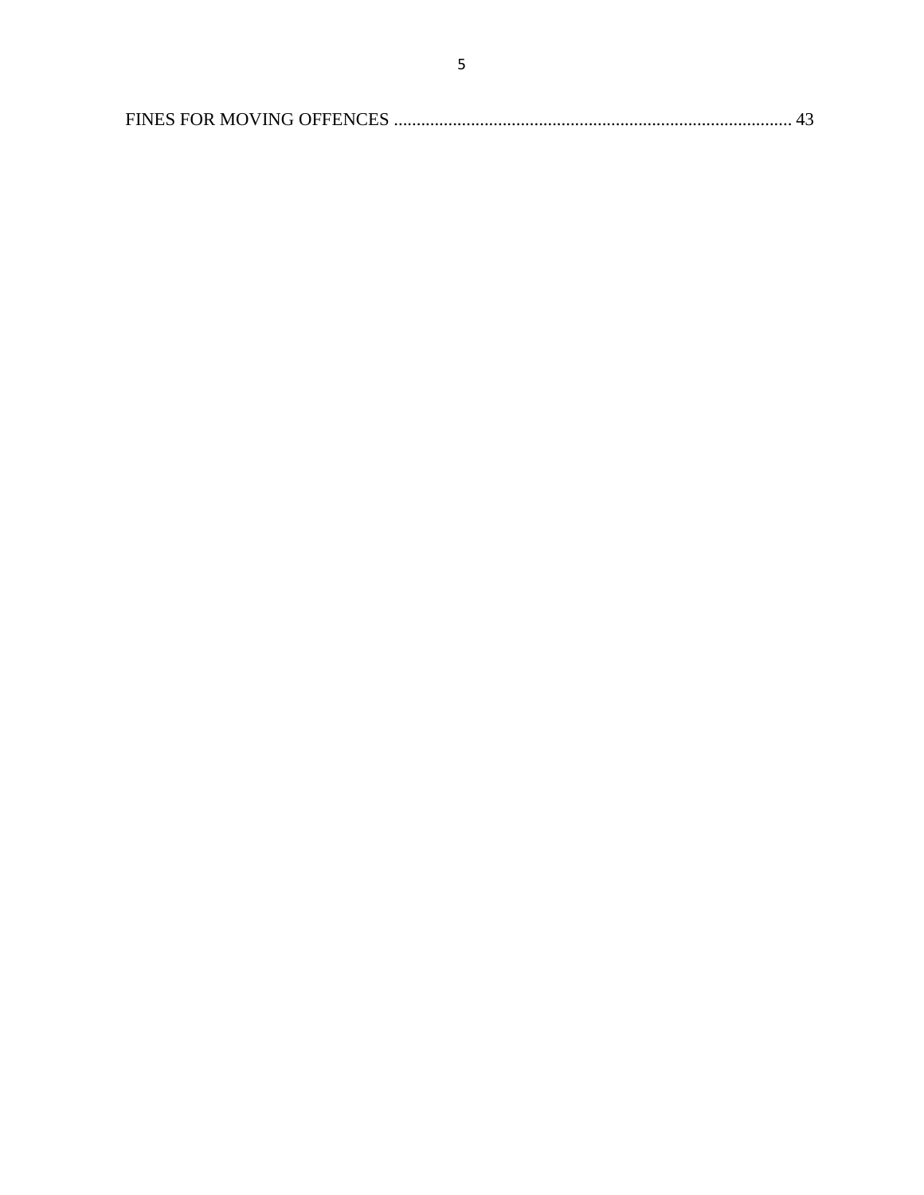FINES FOR MOVING OFFENCES ........................................................................................ 43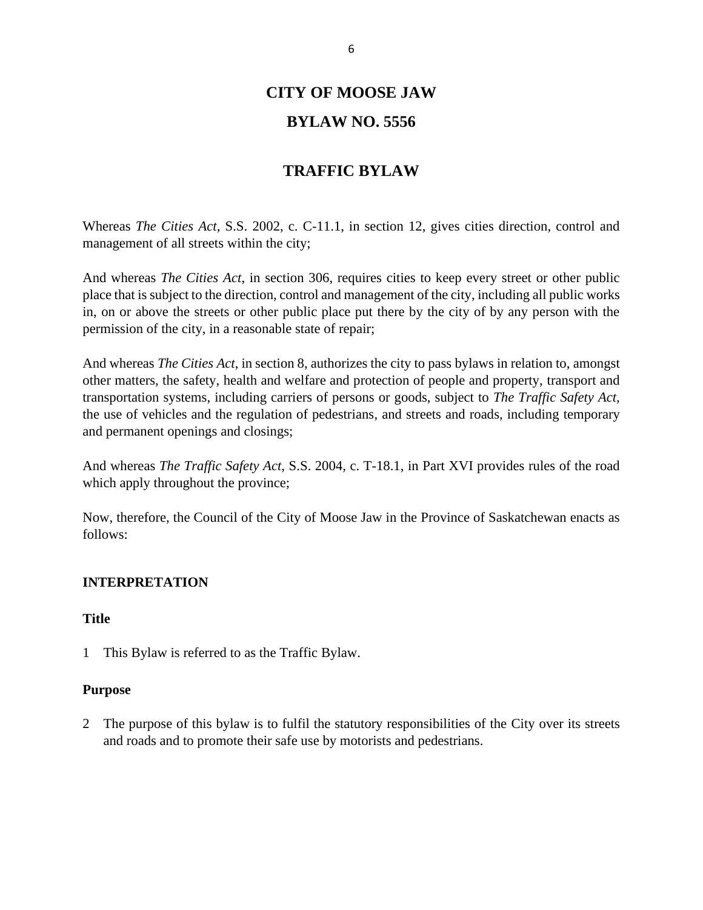# CITY OF MOOSE JAW

# BYLAW NO. 5556

## TRAFFIC BYLAW

Whereas *The Cities Act*, S.S. 2002, c. C-11.1, in section 12, gives cities direction, control and management of all streets within the city;

And whereas *The Cities Act*, in section 306, requires cities to keep every street or other public place that is subject to the direction, control and management of the city, including all public works in, on or above the streets or other public place put there by the city of by any person with the permission of the city, in a reasonable state of repair;

And whereas *The Cities Act*, in section 8, authorizes the city to pass bylaws in relation to, amongst other matters, the safety, health and welfare and protection of people and property, transport and transportation systems, including carriers of persons or goods, subject to *The Traffic Safety Act,* the use of vehicles and the regulation of pedestrians, and streets and roads, including temporary and permanent openings and closings;

And whereas *The Traffic Safety Act*, S.S. 2004, c. T-18.1, in Part XVI provides rules of the road which apply throughout the province;

Now, therefore, the Council of the City of Moose Jaw in the Province of Saskatchewan enacts as follows:

### INTERPRETATION

#### Title

1 This Bylaw is referred to as the Traffic Bylaw.

#### Purpose

2 The purpose of this bylaw is to fulfil the statutory responsibilities of the City over its streets and roads and to promote their safe use by motorists and pedestrians.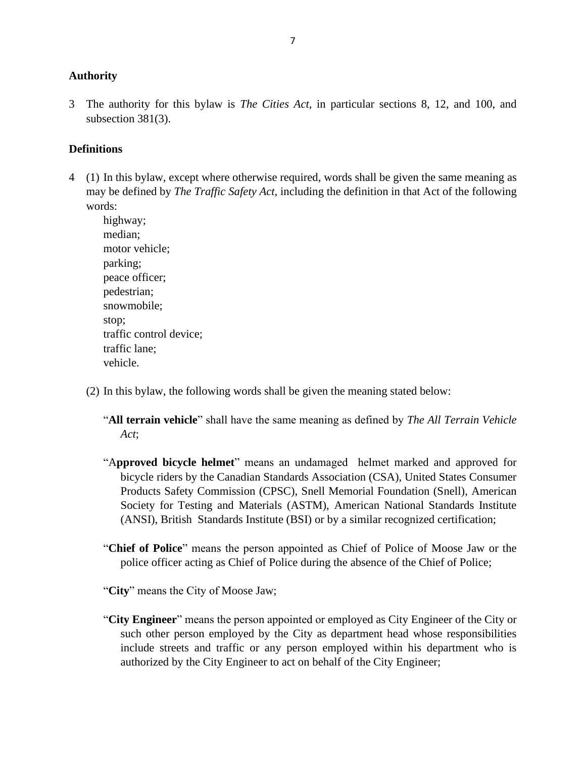**Authority**

3 The authority for this bylaw is *The Cities Act*, in particular sections 8, 12, and 100, and subsection 381(3).

**Definitions**

4 (1) In this bylaw, except where otherwise required, words shall be given the same meaning as may be defined by *The Traffic Safety Act,* including the definition in that Act of the following words:

highway;
median;
motor vehicle;
parking;
peace officer;
pedestrian;
snowmobile;
stop;
traffic control device;
traffic lane;
vehicle.

(2) In this bylaw, the following words shall be given the meaning stated below:

"**All terrain vehicle**" shall have the same meaning as defined by *The All Terrain Vehicle Act*;

"A**pproved bicycle helmet**" means an undamaged helmet marked and approved for bicycle riders by the Canadian Standards Association (CSA), United States Consumer Products Safety Commission (CPSC), Snell Memorial Foundation (Snell), American Society for Testing and Materials (ASTM), American National Standards Institute (ANSI), British Standards Institute (BSI) or by a similar recognized certification;

"**Chief of Police**" means the person appointed as Chief of Police of Moose Jaw or the police officer acting as Chief of Police during the absence of the Chief of Police;

"**City**" means the City of Moose Jaw;

"**City Engineer**" means the person appointed or employed as City Engineer of the City or such other person employed by the City as department head whose responsibilities include streets and traffic or any person employed within his department who is authorized by the City Engineer to act on behalf of the City Engineer;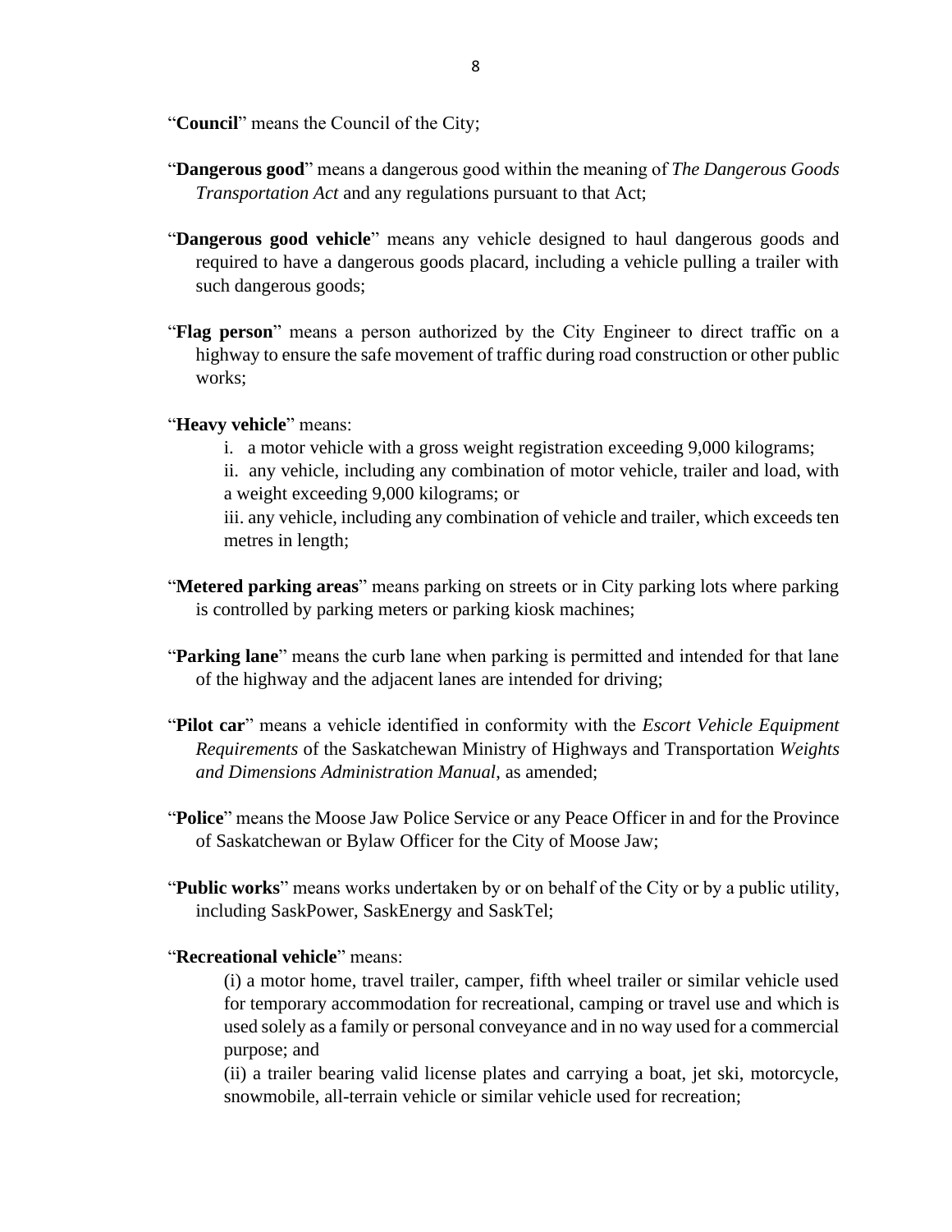"**Council**" means the Council of the City;

"**Dangerous good**" means a dangerous good within the meaning of *The Dangerous Goods Transportation Act* and any regulations pursuant to that Act;

"**Dangerous good vehicle**" means any vehicle designed to haul dangerous goods and required to have a dangerous goods placard, including a vehicle pulling a trailer with such dangerous goods;

"**Flag person**" means a person authorized by the City Engineer to direct traffic on a highway to ensure the safe movement of traffic during road construction or other public works;

"**Heavy vehicle**" means:

i. a motor vehicle with a gross weight registration exceeding 9,000 kilograms;

ii. any vehicle, including any combination of motor vehicle, trailer and load, with a weight exceeding 9,000 kilograms; or

iii. any vehicle, including any combination of vehicle and trailer, which exceeds ten metres in length;

"**Metered parking areas**" means parking on streets or in City parking lots where parking is controlled by parking meters or parking kiosk machines;

"**Parking lane**" means the curb lane when parking is permitted and intended for that lane of the highway and the adjacent lanes are intended for driving;

"**Pilot car**" means a vehicle identified in conformity with the *Escort Vehicle Equipment Requirements* of the Saskatchewan Ministry of Highways and Transportation *Weights and Dimensions Administration Manual*, as amended;

"**Police**" means the Moose Jaw Police Service or any Peace Officer in and for the Province of Saskatchewan or Bylaw Officer for the City of Moose Jaw;

"**Public works**" means works undertaken by or on behalf of the City or by a public utility, including SaskPower, SaskEnergy and SaskTel;

"**Recreational vehicle**" means:

(i) a motor home, travel trailer, camper, fifth wheel trailer or similar vehicle used for temporary accommodation for recreational, camping or travel use and which is used solely as a family or personal conveyance and in no way used for a commercial purpose; and

(ii) a trailer bearing valid license plates and carrying a boat, jet ski, motorcycle, snowmobile, all-terrain vehicle or similar vehicle used for recreation;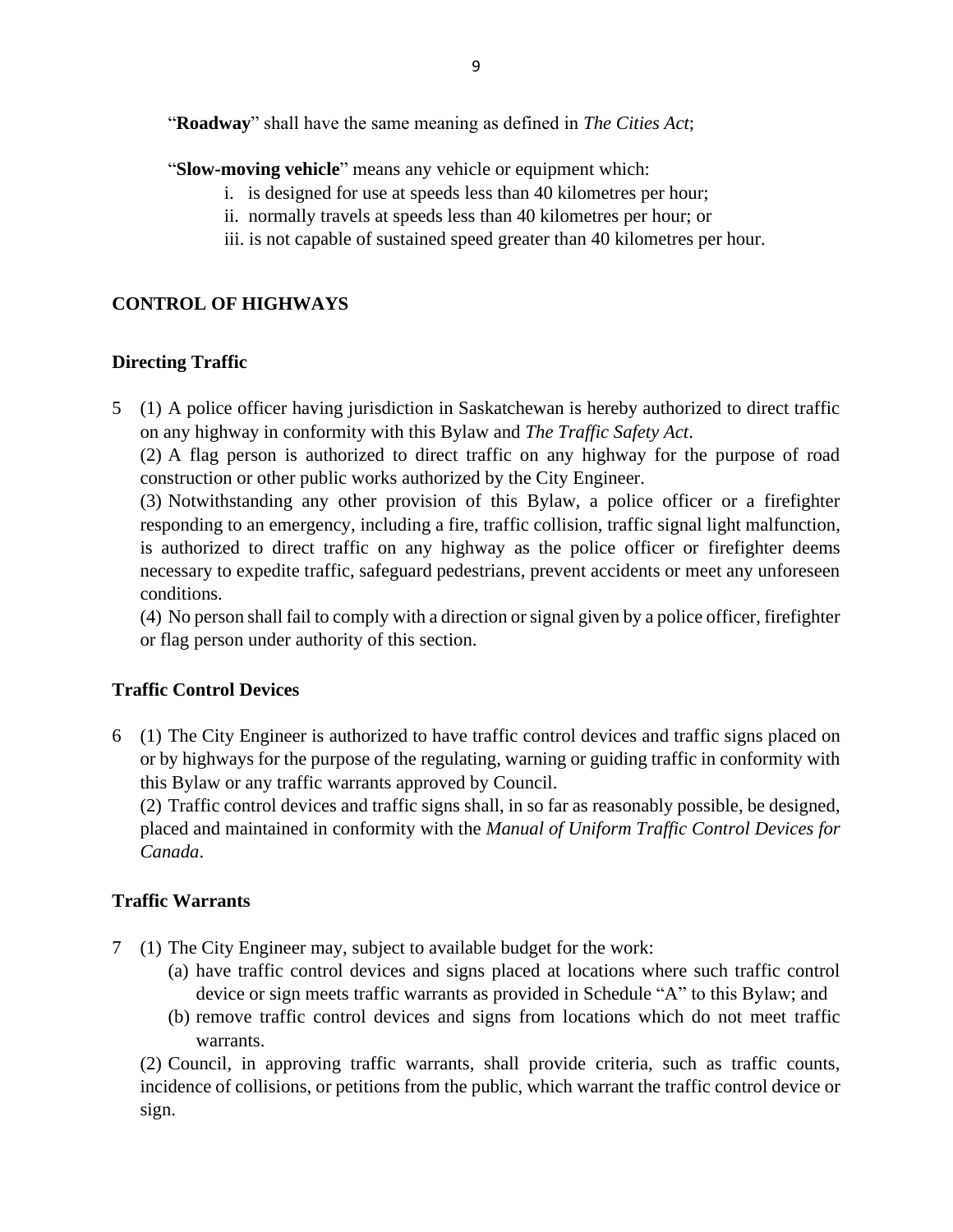"**Roadway**" shall have the same meaning as defined in *The Cities Act*;

"**Slow-moving vehicle**" means any vehicle or equipment which:

i. is designed for use at speeds less than 40 kilometres per hour;
ii. normally travels at speeds less than 40 kilometres per hour; or
iii. is not capable of sustained speed greater than 40 kilometres per hour.

## CONTROL OF HIGHWAYS

### Directing Traffic

5 (1) A police officer having jurisdiction in Saskatchewan is hereby authorized to direct traffic on any highway in conformity with this Bylaw and *The Traffic Safety Act*.

(2) A flag person is authorized to direct traffic on any highway for the purpose of road construction or other public works authorized by the City Engineer.

(3) Notwithstanding any other provision of this Bylaw, a police officer or a firefighter responding to an emergency, including a fire, traffic collision, traffic signal light malfunction, is authorized to direct traffic on any highway as the police officer or firefighter deems necessary to expedite traffic, safeguard pedestrians, prevent accidents or meet any unforeseen conditions.

(4) No person shall fail to comply with a direction or signal given by a police officer, firefighter or flag person under authority of this section.

### Traffic Control Devices

6 (1) The City Engineer is authorized to have traffic control devices and traffic signs placed on or by highways for the purpose of the regulating, warning or guiding traffic in conformity with this Bylaw or any traffic warrants approved by Council.

(2) Traffic control devices and traffic signs shall, in so far as reasonably possible, be designed, placed and maintained in conformity with the *Manual of Uniform Traffic Control Devices for Canada*.

### Traffic Warrants

7 (1) The City Engineer may, subject to available budget for the work:

(a) have traffic control devices and signs placed at locations where such traffic control device or sign meets traffic warrants as provided in Schedule "A" to this Bylaw; and
(b) remove traffic control devices and signs from locations which do not meet traffic warrants.

(2) Council, in approving traffic warrants, shall provide criteria, such as traffic counts, incidence of collisions, or petitions from the public, which warrant the traffic control device or sign.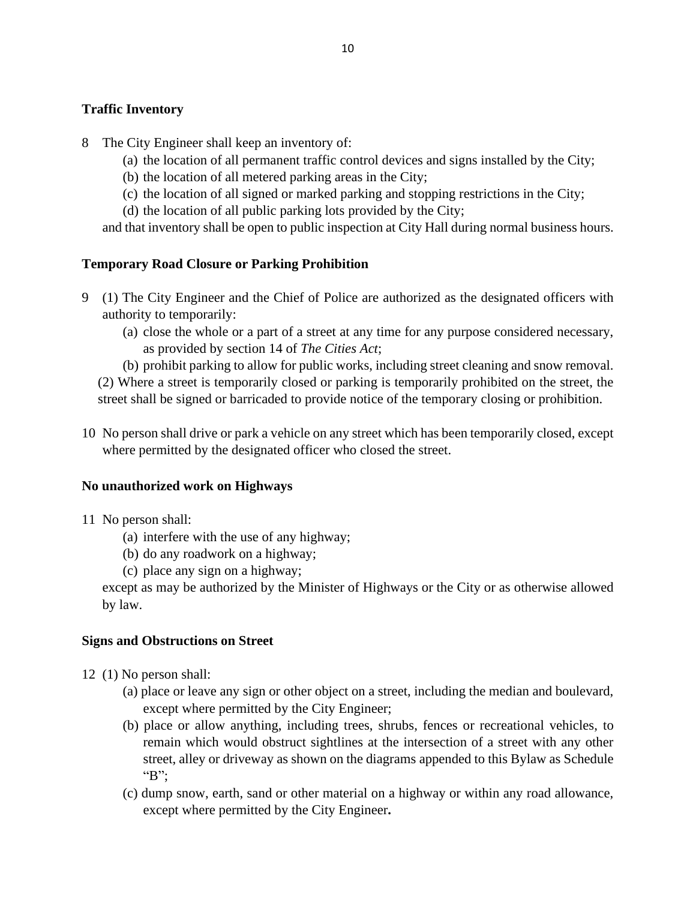**Traffic Inventory**

8 The City Engineer shall keep an inventory of:

(a) the location of all permanent traffic control devices and signs installed by the City;

(b) the location of all metered parking areas in the City;

(c) the location of all signed or marked parking and stopping restrictions in the City;

(d) the location of all public parking lots provided by the City;

and that inventory shall be open to public inspection at City Hall during normal business hours.

**Temporary Road Closure or Parking Prohibition**

9 (1) The City Engineer and the Chief of Police are authorized as the designated officers with authority to temporarily:

(a) close the whole or a part of a street at any time for any purpose considered necessary, as provided by section 14 of *The Cities Act*;

(b) prohibit parking to allow for public works, including street cleaning and snow removal.

(2) Where a street is temporarily closed or parking is temporarily prohibited on the street, the street shall be signed or barricaded to provide notice of the temporary closing or prohibition.

10 No person shall drive or park a vehicle on any street which has been temporarily closed, except where permitted by the designated officer who closed the street.

**No unauthorized work on Highways**

11 No person shall:

(a) interfere with the use of any highway;

(b) do any roadwork on a highway;

(c) place any sign on a highway;

except as may be authorized by the Minister of Highways or the City or as otherwise allowed by law.

**Signs and Obstructions on Street**

12 (1) No person shall:

(a) place or leave any sign or other object on a street, including the median and boulevard, except where permitted by the City Engineer;

(b) place or allow anything, including trees, shrubs, fences or recreational vehicles, to remain which would obstruct sightlines at the intersection of a street with any other street, alley or driveway as shown on the diagrams appended to this Bylaw as Schedule "B";

(c) dump snow, earth, sand or other material on a highway or within any road allowance, except where permitted by the City Engineer.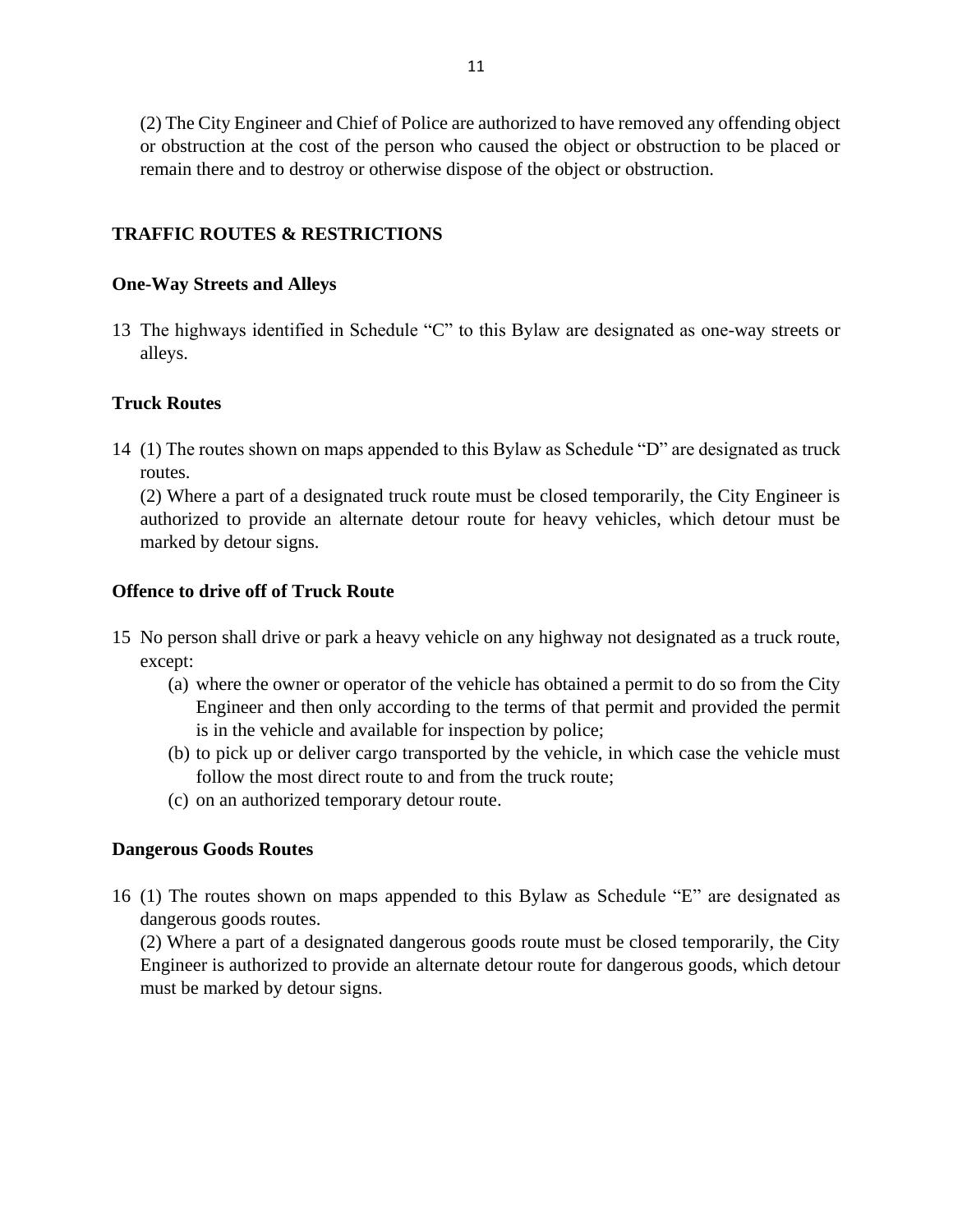(2) The City Engineer and Chief of Police are authorized to have removed any offending object or obstruction at the cost of the person who caused the object or obstruction to be placed or remain there and to destroy or otherwise dispose of the object or obstruction.

## TRAFFIC ROUTES & RESTRICTIONS

### One-Way Streets and Alleys

13 The highways identified in Schedule "C" to this Bylaw are designated as one-way streets or alleys.

### Truck Routes

14 (1) The routes shown on maps appended to this Bylaw as Schedule "D" are designated as truck routes.

(2) Where a part of a designated truck route must be closed temporarily, the City Engineer is authorized to provide an alternate detour route for heavy vehicles, which detour must be marked by detour signs.

### Offence to drive off of Truck Route

15 No person shall drive or park a heavy vehicle on any highway not designated as a truck route, except:

(a) where the owner or operator of the vehicle has obtained a permit to do so from the City Engineer and then only according to the terms of that permit and provided the permit is in the vehicle and available for inspection by police;

(b) to pick up or deliver cargo transported by the vehicle, in which case the vehicle must follow the most direct route to and from the truck route;

(c) on an authorized temporary detour route.

### Dangerous Goods Routes

16 (1) The routes shown on maps appended to this Bylaw as Schedule "E" are designated as dangerous goods routes.

(2) Where a part of a designated dangerous goods route must be closed temporarily, the City Engineer is authorized to provide an alternate detour route for dangerous goods, which detour must be marked by detour signs.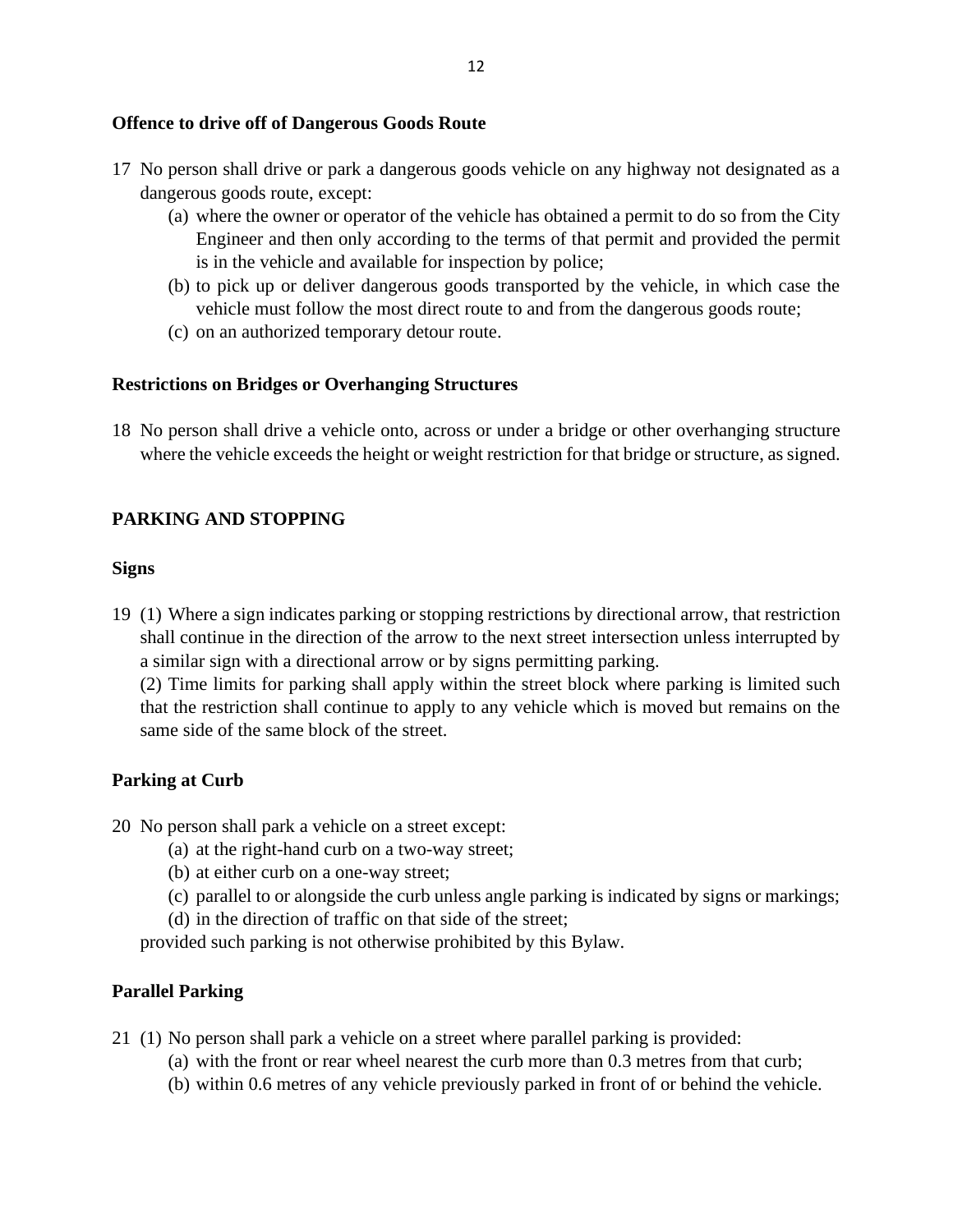**Offence to drive off of Dangerous Goods Route**

17 No person shall drive or park a dangerous goods vehicle on any highway not designated as a dangerous goods route, except:

   (a) where the owner or operator of the vehicle has obtained a permit to do so from the City Engineer and then only according to the terms of that permit and provided the permit is in the vehicle and available for inspection by police;

   (b) to pick up or deliver dangerous goods transported by the vehicle, in which case the vehicle must follow the most direct route to and from the dangerous goods route;

   (c) on an authorized temporary detour route.

**Restrictions on Bridges or Overhanging Structures**

18 No person shall drive a vehicle onto, across or under a bridge or other overhanging structure where the vehicle exceeds the height or weight restriction for that bridge or structure, as signed.

## PARKING AND STOPPING

**Signs**

19 (1) Where a sign indicates parking or stopping restrictions by directional arrow, that restriction shall continue in the direction of the arrow to the next street intersection unless interrupted by a similar sign with a directional arrow or by signs permitting parking.

(2) Time limits for parking shall apply within the street block where parking is limited such that the restriction shall continue to apply to any vehicle which is moved but remains on the same side of the same block of the street.

**Parking at Curb**

20 No person shall park a vehicle on a street except:

   (a) at the right-hand curb on a two-way street;

   (b) at either curb on a one-way street;

   (c) parallel to or alongside the curb unless angle parking is indicated by signs or markings;

   (d) in the direction of traffic on that side of the street;

provided such parking is not otherwise prohibited by this Bylaw.

**Parallel Parking**

21 (1) No person shall park a vehicle on a street where parallel parking is provided:

   (a) with the front or rear wheel nearest the curb more than 0.3 metres from that curb;

   (b) within 0.6 metres of any vehicle previously parked in front of or behind the vehicle.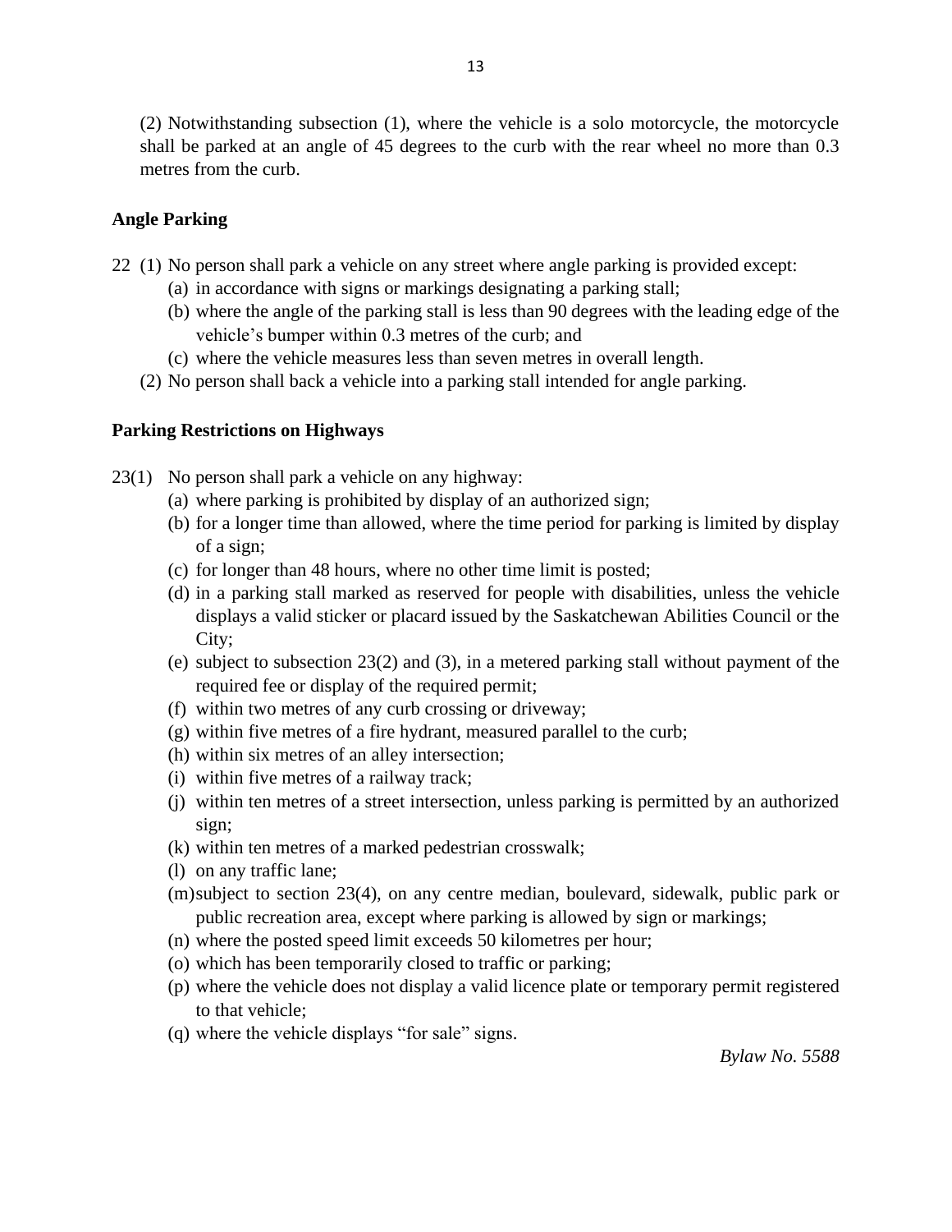(2) Notwithstanding subsection (1), where the vehicle is a solo motorcycle, the motorcycle shall be parked at an angle of 45 degrees to the curb with the rear wheel no more than 0.3 metres from the curb.

**Angle Parking**

22 (1) No person shall park a vehicle on any street where angle parking is provided except:

- (a) in accordance with signs or markings designating a parking stall;
- (b) where the angle of the parking stall is less than 90 degrees with the leading edge of the vehicle's bumper within 0.3 metres of the curb; and
- (c) where the vehicle measures less than seven metres in overall length.

(2) No person shall back a vehicle into a parking stall intended for angle parking.

**Parking Restrictions on Highways**

23(1) No person shall park a vehicle on any highway:

- (a) where parking is prohibited by display of an authorized sign;
- (b) for a longer time than allowed, where the time period for parking is limited by display of a sign;
- (c) for longer than 48 hours, where no other time limit is posted;
- (d) in a parking stall marked as reserved for people with disabilities, unless the vehicle displays a valid sticker or placard issued by the Saskatchewan Abilities Council or the City;
- (e) subject to subsection 23(2) and (3), in a metered parking stall without payment of the required fee or display of the required permit;
- (f) within two metres of any curb crossing or driveway;
- (g) within five metres of a fire hydrant, measured parallel to the curb;
- (h) within six metres of an alley intersection;
- (i) within five metres of a railway track;
- (j) within ten metres of a street intersection, unless parking is permitted by an authorized sign;
- (k) within ten metres of a marked pedestrian crosswalk;
- (l) on any traffic lane;
- (m) subject to section 23(4), on any centre median, boulevard, sidewalk, public park or public recreation area, except where parking is allowed by sign or markings;
- (n) where the posted speed limit exceeds 50 kilometres per hour;
- (o) which has been temporarily closed to traffic or parking;
- (p) where the vehicle does not display a valid licence plate or temporary permit registered to that vehicle;
- (q) where the vehicle displays "for sale" signs.

*Bylaw No. 5588*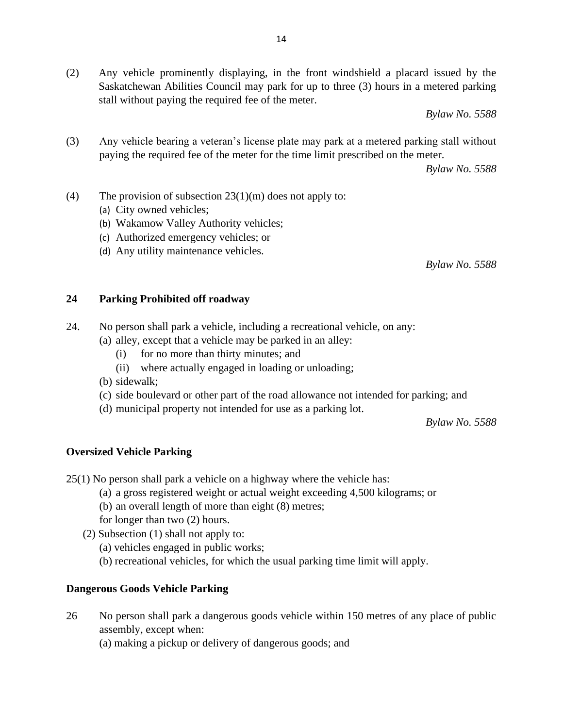(2) Any vehicle prominently displaying, in the front windshield a placard issued by the Saskatchewan Abilities Council may park for up to three (3) hours in a metered parking stall without paying the required fee of the meter.

*Bylaw No. 5588*

(3) Any vehicle bearing a veteran's license plate may park at a metered parking stall without paying the required fee of the meter for the time limit prescribed on the meter.

*Bylaw No. 5588*

(4) The provision of subsection 23(1)(m) does not apply to:

(a) City owned vehicles;
(b) Wakamow Valley Authority vehicles;
(c) Authorized emergency vehicles; or
(d) Any utility maintenance vehicles.

*Bylaw No. 5588*

## 24 Parking Prohibited off roadway

24. No person shall park a vehicle, including a recreational vehicle, on any:

(a) alley, except that a vehicle may be parked in an alley:
   (i) for no more than thirty minutes; and
   (ii) where actually engaged in loading or unloading;
(b) sidewalk;
(c) side boulevard or other part of the road allowance not intended for parking; and
(d) municipal property not intended for use as a parking lot.

*Bylaw No. 5588*

## Oversized Vehicle Parking

25(1) No person shall park a vehicle on a highway where the vehicle has:

(a) a gross registered weight or actual weight exceeding 4,500 kilograms; or
(b) an overall length of more than eight (8) metres;

for longer than two (2) hours.

(2) Subsection (1) shall not apply to:

(a) vehicles engaged in public works;
(b) recreational vehicles, for which the usual parking time limit will apply.

## Dangerous Goods Vehicle Parking

26 No person shall park a dangerous goods vehicle within 150 metres of any place of public assembly, except when:

(a) making a pickup or delivery of dangerous goods; and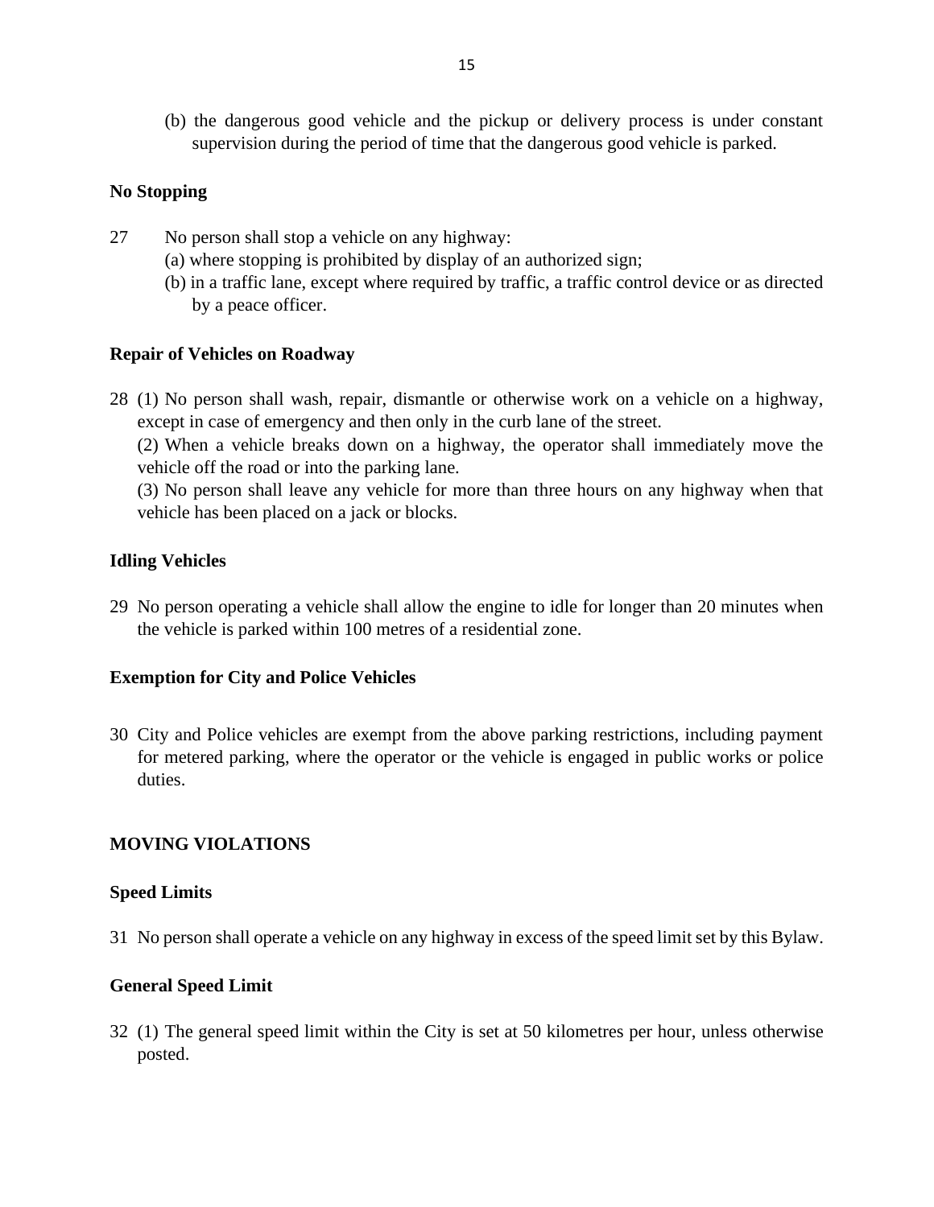(b) the dangerous good vehicle and the pickup or delivery process is under constant supervision during the period of time that the dangerous good vehicle is parked.

**No Stopping**

27 No person shall stop a vehicle on any highway:

(a) where stopping is prohibited by display of an authorized sign;

(b) in a traffic lane, except where required by traffic, a traffic control device or as directed by a peace officer.

**Repair of Vehicles on Roadway**

28 (1) No person shall wash, repair, dismantle or otherwise work on a vehicle on a highway, except in case of emergency and then only in the curb lane of the street.

(2) When a vehicle breaks down on a highway, the operator shall immediately move the vehicle off the road or into the parking lane.

(3) No person shall leave any vehicle for more than three hours on any highway when that vehicle has been placed on a jack or blocks.

**Idling Vehicles**

29 No person operating a vehicle shall allow the engine to idle for longer than 20 minutes when the vehicle is parked within 100 metres of a residential zone.

**Exemption for City and Police Vehicles**

30 City and Police vehicles are exempt from the above parking restrictions, including payment for metered parking, where the operator or the vehicle is engaged in public works or police duties.

## MOVING VIOLATIONS

**Speed Limits**

31 No person shall operate a vehicle on any highway in excess of the speed limit set by this Bylaw.

**General Speed Limit**

32 (1) The general speed limit within the City is set at 50 kilometres per hour, unless otherwise posted.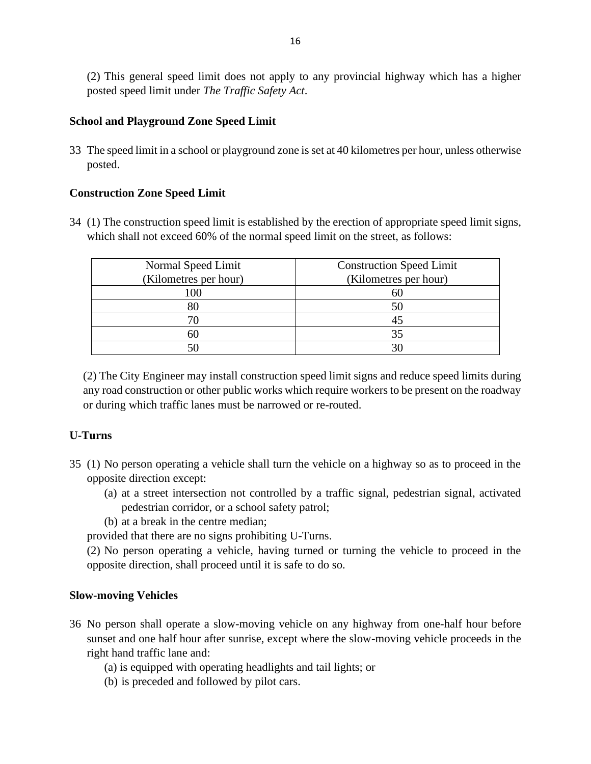(2) This general speed limit does not apply to any provincial highway which has a higher posted speed limit under *The Traffic Safety Act*.

**School and Playground Zone Speed Limit**

33 The speed limit in a school or playground zone is set at 40 kilometres per hour, unless otherwise posted.

**Construction Zone Speed Limit**

34 (1) The construction speed limit is established by the erection of appropriate speed limit signs, which shall not exceed 60% of the normal speed limit on the street, as follows:

| Normal Speed Limit (Kilometres per hour) | Construction Speed Limit (Kilometres per hour) |
|---|---|
| 100 | 60 |
| 80 | 50 |
| 70 | 45 |
| 60 | 35 |
| 50 | 30 |

(2) The City Engineer may install construction speed limit signs and reduce speed limits during any road construction or other public works which require workers to be present on the roadway or during which traffic lanes must be narrowed or re-routed.

**U-Turns**

35 (1) No person operating a vehicle shall turn the vehicle on a highway so as to proceed in the opposite direction except:

(a) at a street intersection not controlled by a traffic signal, pedestrian signal, activated pedestrian corridor, or a school safety patrol;

(b) at a break in the centre median;

provided that there are no signs prohibiting U-Turns.

(2) No person operating a vehicle, having turned or turning the vehicle to proceed in the opposite direction, shall proceed until it is safe to do so.

**Slow-moving Vehicles**

36 No person shall operate a slow-moving vehicle on any highway from one-half hour before sunset and one half hour after sunrise, except where the slow-moving vehicle proceeds in the right hand traffic lane and:

(a) is equipped with operating headlights and tail lights; or

(b) is preceded and followed by pilot cars.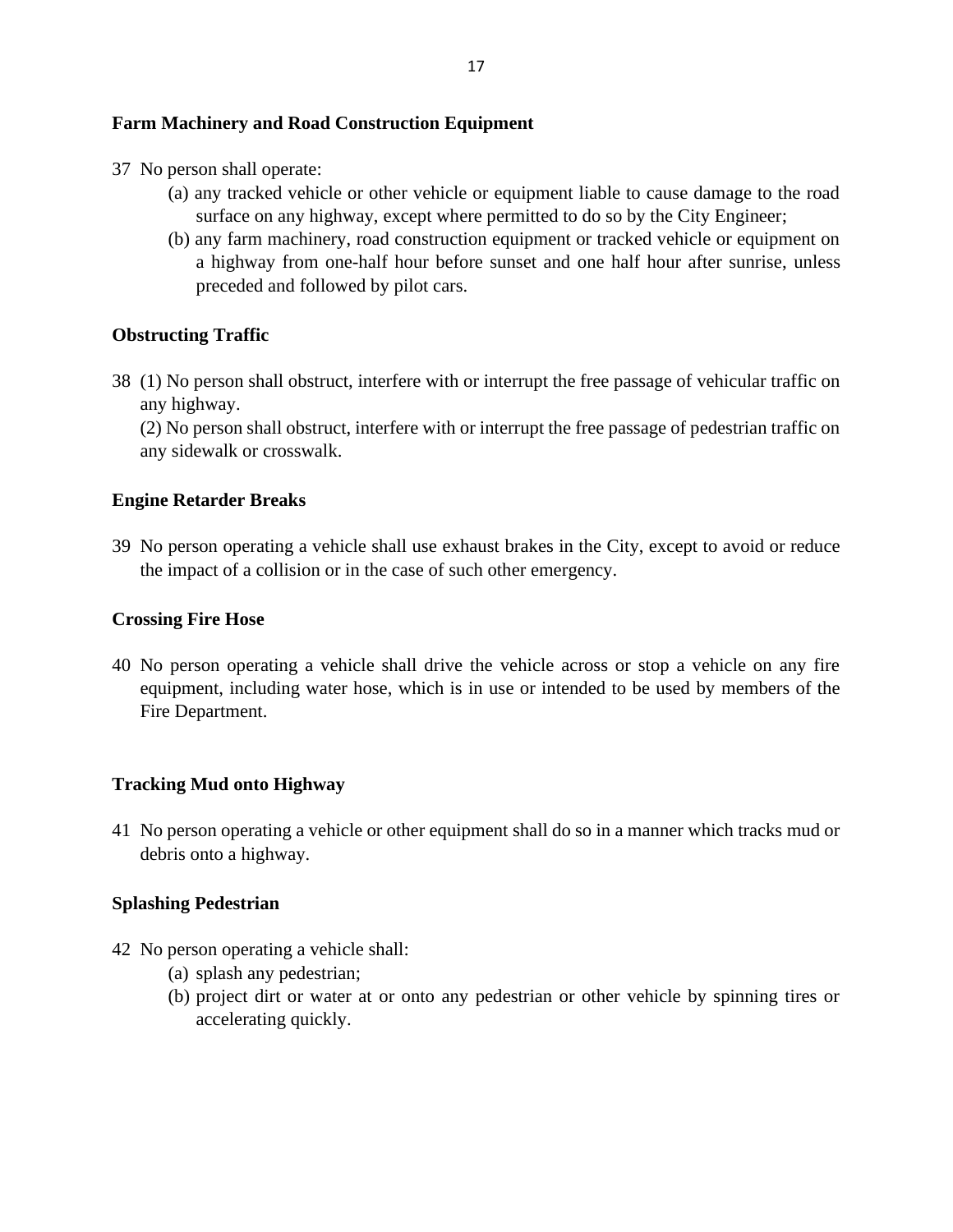**Farm Machinery and Road Construction Equipment**

37 No person shall operate:

(a) any tracked vehicle or other vehicle or equipment liable to cause damage to the road surface on any highway, except where permitted to do so by the City Engineer;

(b) any farm machinery, road construction equipment or tracked vehicle or equipment on a highway from one-half hour before sunset and one half hour after sunrise, unless preceded and followed by pilot cars.

**Obstructing Traffic**

38 (1) No person shall obstruct, interfere with or interrupt the free passage of vehicular traffic on any highway.

(2) No person shall obstruct, interfere with or interrupt the free passage of pedestrian traffic on any sidewalk or crosswalk.

**Engine Retarder Breaks**

39 No person operating a vehicle shall use exhaust brakes in the City, except to avoid or reduce the impact of a collision or in the case of such other emergency.

**Crossing Fire Hose**

40 No person operating a vehicle shall drive the vehicle across or stop a vehicle on any fire equipment, including water hose, which is in use or intended to be used by members of the Fire Department.

**Tracking Mud onto Highway**

41 No person operating a vehicle or other equipment shall do so in a manner which tracks mud or debris onto a highway.

**Splashing Pedestrian**

42 No person operating a vehicle shall:

(a) splash any pedestrian;

(b) project dirt or water at or onto any pedestrian or other vehicle by spinning tires or accelerating quickly.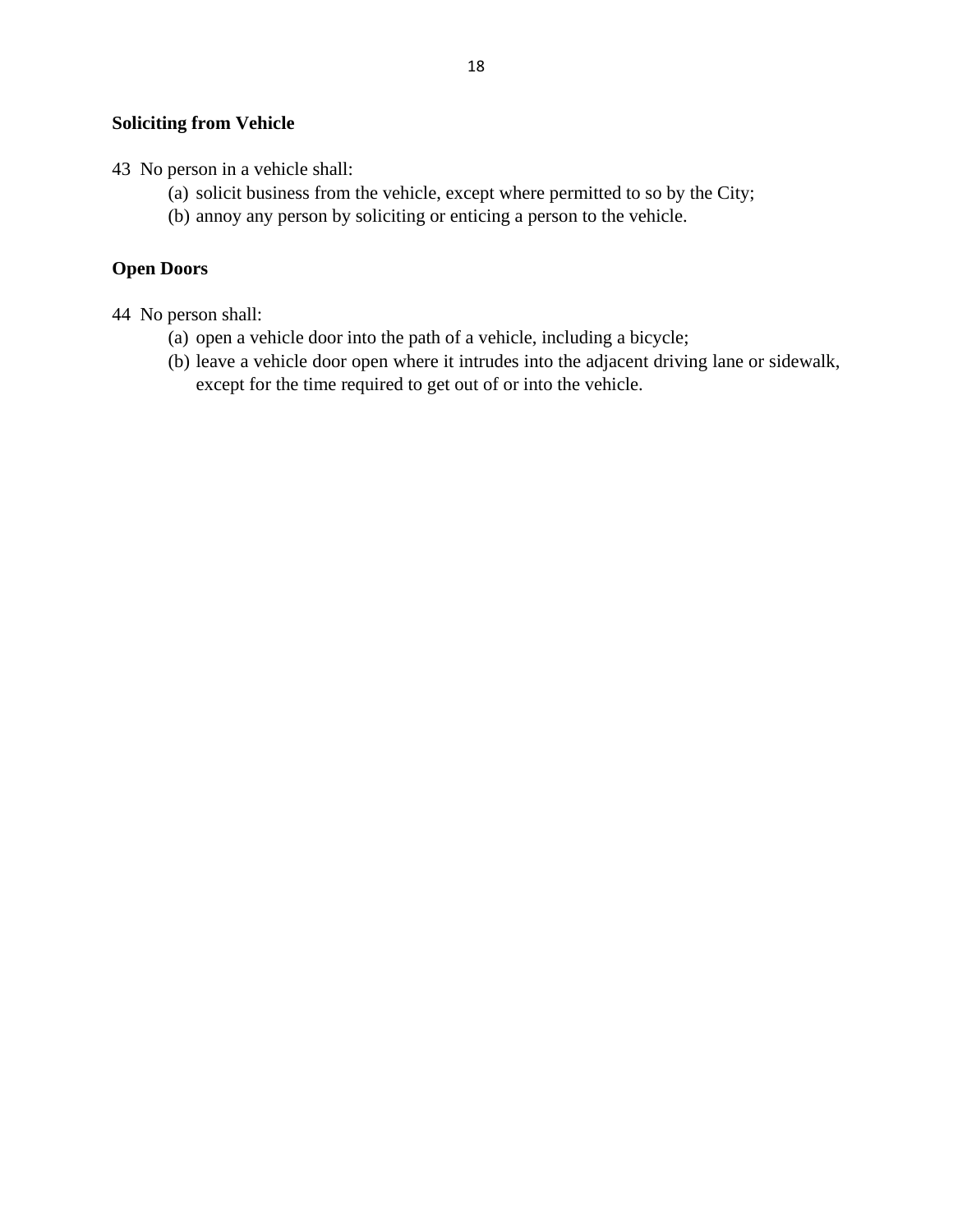**Soliciting from Vehicle**

43 No person in a vehicle shall:

(a) solicit business from the vehicle, except where permitted to so by the City;

(b) annoy any person by soliciting or enticing a person to the vehicle.

**Open Doors**

44 No person shall:

(a) open a vehicle door into the path of a vehicle, including a bicycle;

(b) leave a vehicle door open where it intrudes into the adjacent driving lane or sidewalk, except for the time required to get out of or into the vehicle.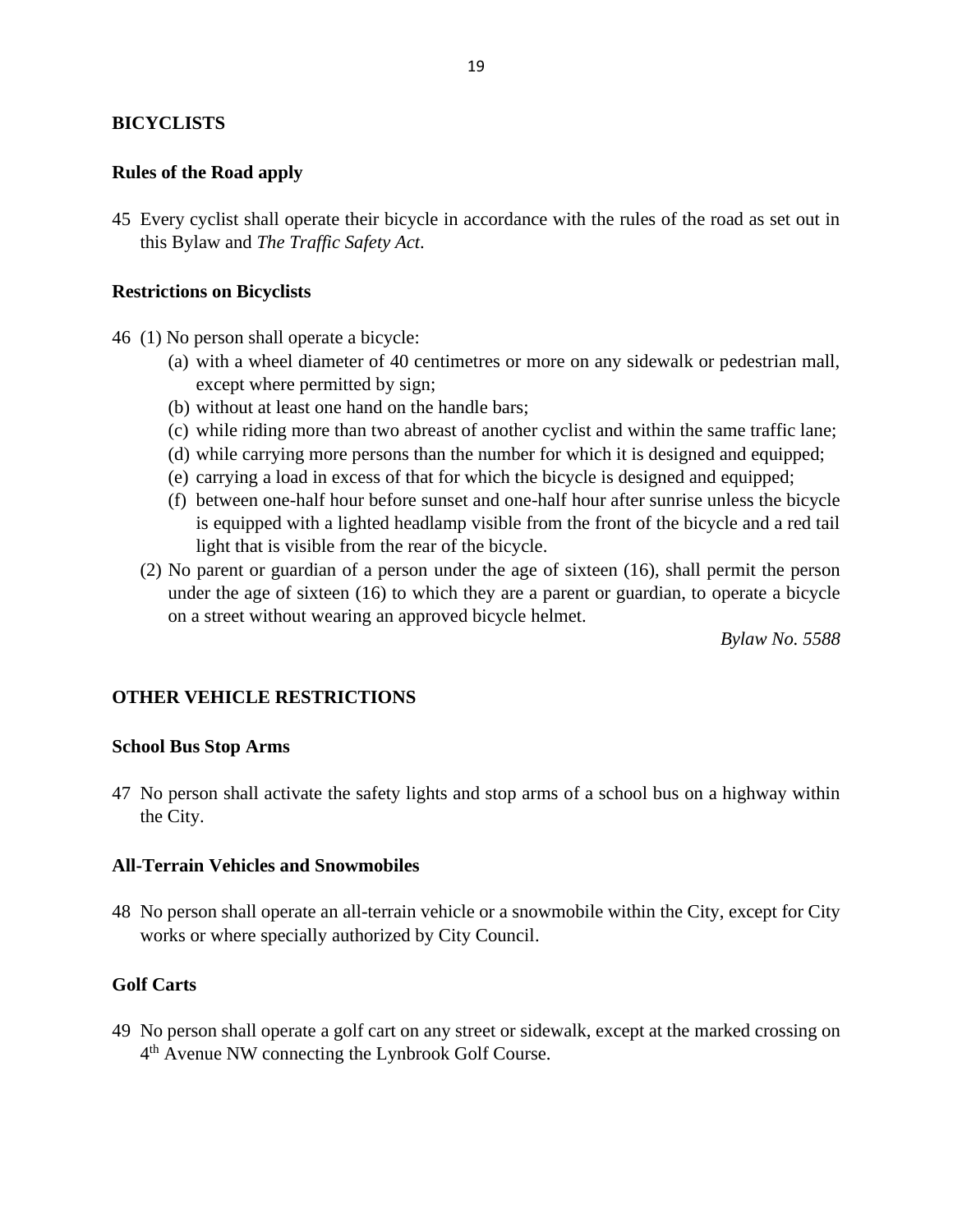## BICYCLISTS

### Rules of the Road apply

45 Every cyclist shall operate their bicycle in accordance with the rules of the road as set out in this Bylaw and *The Traffic Safety Act*.

### Restrictions on Bicyclists

46 (1) No person shall operate a bicycle:

- (a) with a wheel diameter of 40 centimetres or more on any sidewalk or pedestrian mall, except where permitted by sign;
- (b) without at least one hand on the handle bars;
- (c) while riding more than two abreast of another cyclist and within the same traffic lane;
- (d) while carrying more persons than the number for which it is designed and equipped;
- (e) carrying a load in excess of that for which the bicycle is designed and equipped;
- (f) between one-half hour before sunset and one-half hour after sunrise unless the bicycle is equipped with a lighted headlamp visible from the front of the bicycle and a red tail light that is visible from the rear of the bicycle.

(2) No parent or guardian of a person under the age of sixteen (16), shall permit the person under the age of sixteen (16) to which they are a parent or guardian, to operate a bicycle on a street without wearing an approved bicycle helmet.

*Bylaw No. 5588*

## OTHER VEHICLE RESTRICTIONS

### School Bus Stop Arms

47 No person shall activate the safety lights and stop arms of a school bus on a highway within the City.

### All-Terrain Vehicles and Snowmobiles

48 No person shall operate an all-terrain vehicle or a snowmobile within the City, except for City works or where specially authorized by City Council.

### Golf Carts

49 No person shall operate a golf cart on any street or sidewalk, except at the marked crossing on 4th Avenue NW connecting the Lynbrook Golf Course.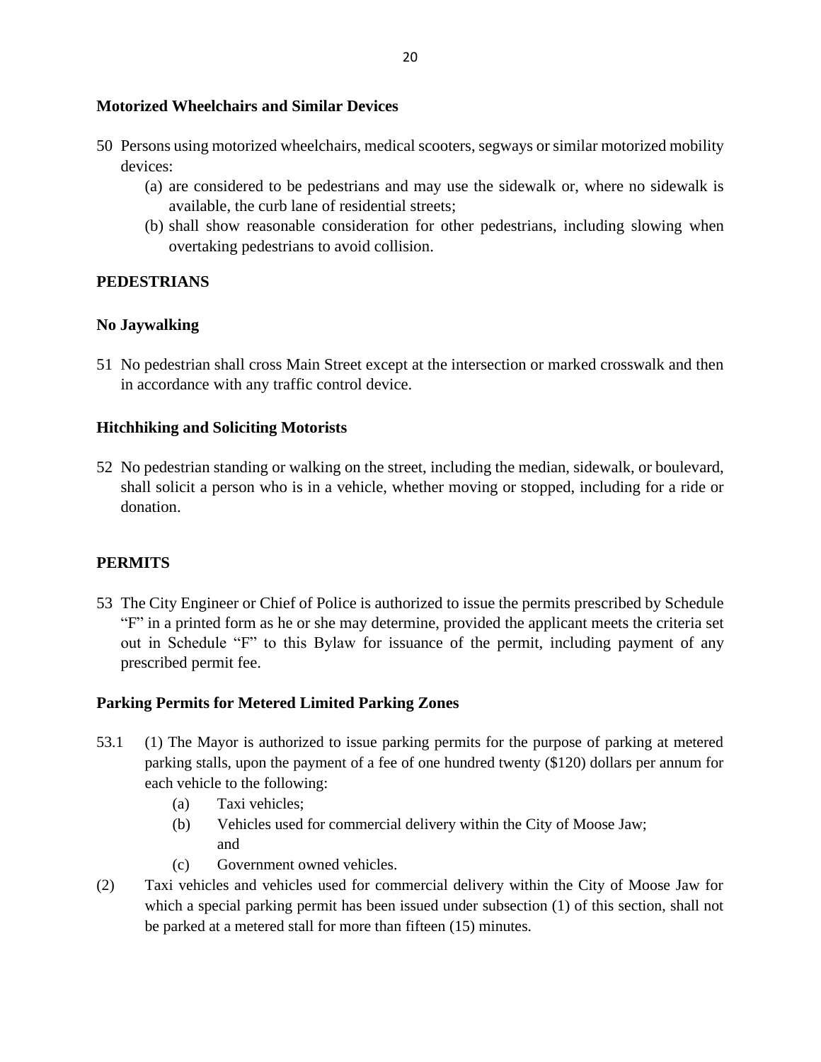**Motorized Wheelchairs and Similar Devices**

50 Persons using motorized wheelchairs, medical scooters, segways or similar motorized mobility devices:

   (a) are considered to be pedestrians and may use the sidewalk or, where no sidewalk is available, the curb lane of residential streets;
   (b) shall show reasonable consideration for other pedestrians, including slowing when overtaking pedestrians to avoid collision.

**PEDESTRIANS**

**No Jaywalking**

51 No pedestrian shall cross Main Street except at the intersection or marked crosswalk and then in accordance with any traffic control device.

**Hitchhiking and Soliciting Motorists**

52 No pedestrian standing or walking on the street, including the median, sidewalk, or boulevard, shall solicit a person who is in a vehicle, whether moving or stopped, including for a ride or donation.

**PERMITS**

53 The City Engineer or Chief of Police is authorized to issue the permits prescribed by Schedule "F" in a printed form as he or she may determine, provided the applicant meets the criteria set out in Schedule "F" to this Bylaw for issuance of the permit, including payment of any prescribed permit fee.

**Parking Permits for Metered Limited Parking Zones**

53.1 (1) The Mayor is authorized to issue parking permits for the purpose of parking at metered parking stalls, upon the payment of a fee of one hundred twenty ($120) dollars per annum for each vehicle to the following:

   (a) Taxi vehicles;
   (b) Vehicles used for commercial delivery within the City of Moose Jaw; and
   (c) Government owned vehicles.

(2) Taxi vehicles and vehicles used for commercial delivery within the City of Moose Jaw for which a special parking permit has been issued under subsection (1) of this section, shall not be parked at a metered stall for more than fifteen (15) minutes.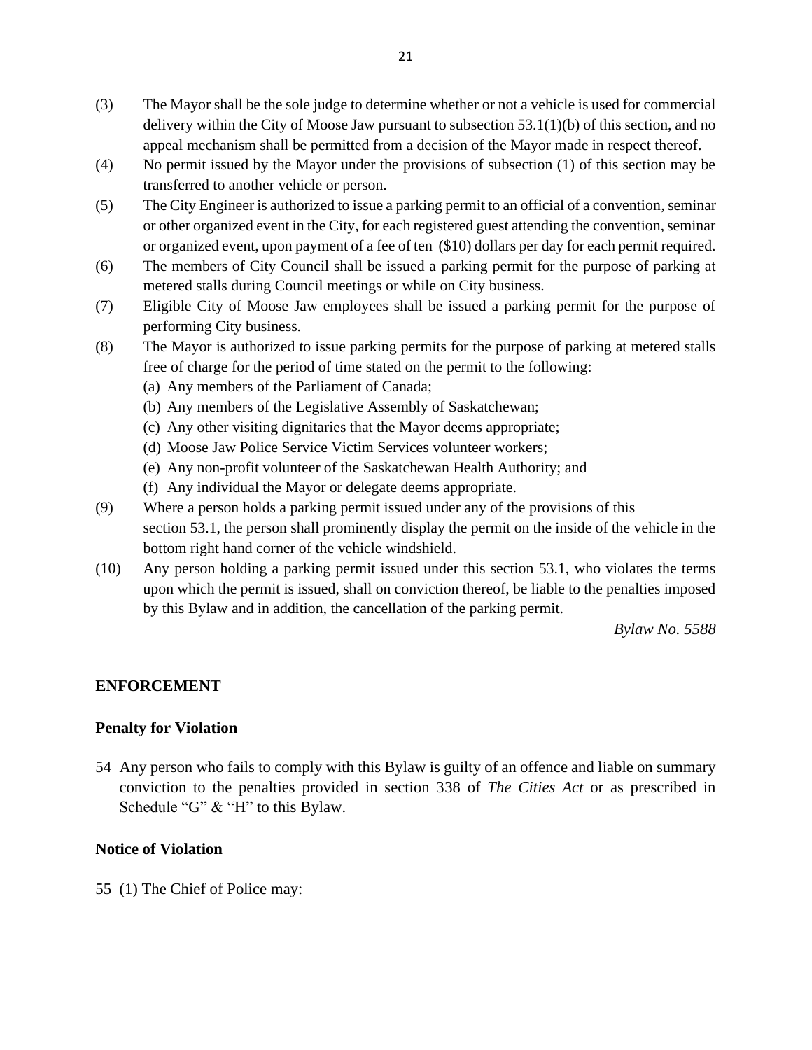(3) The Mayor shall be the sole judge to determine whether or not a vehicle is used for commercial delivery within the City of Moose Jaw pursuant to subsection 53.1(1)(b) of this section, and no appeal mechanism shall be permitted from a decision of the Mayor made in respect thereof.

(4) No permit issued by the Mayor under the provisions of subsection (1) of this section may be transferred to another vehicle or person.

(5) The City Engineer is authorized to issue a parking permit to an official of a convention, seminar or other organized event in the City, for each registered guest attending the convention, seminar or organized event, upon payment of a fee of ten ($10) dollars per day for each permit required.

(6) The members of City Council shall be issued a parking permit for the purpose of parking at metered stalls during Council meetings or while on City business.

(7) Eligible City of Moose Jaw employees shall be issued a parking permit for the purpose of performing City business.

(8) The Mayor is authorized to issue parking permits for the purpose of parking at metered stalls free of charge for the period of time stated on the permit to the following:

   (a) Any members of the Parliament of Canada;
   (b) Any members of the Legislative Assembly of Saskatchewan;
   (c) Any other visiting dignitaries that the Mayor deems appropriate;
   (d) Moose Jaw Police Service Victim Services volunteer workers;
   (e) Any non-profit volunteer of the Saskatchewan Health Authority; and
   (f) Any individual the Mayor or delegate deems appropriate.

(9) Where a person holds a parking permit issued under any of the provisions of this section 53.1, the person shall prominently display the permit on the inside of the vehicle in the bottom right hand corner of the vehicle windshield.

(10) Any person holding a parking permit issued under this section 53.1, who violates the terms upon which the permit is issued, shall on conviction thereof, be liable to the penalties imposed by this Bylaw and in addition, the cancellation of the parking permit.

*Bylaw No. 5588*

## ENFORCEMENT

### Penalty for Violation

54 Any person who fails to comply with this Bylaw is guilty of an offence and liable on summary conviction to the penalties provided in section 338 of *The Cities Act* or as prescribed in Schedule “G” & “H” to this Bylaw.

### Notice of Violation

55 (1) The Chief of Police may: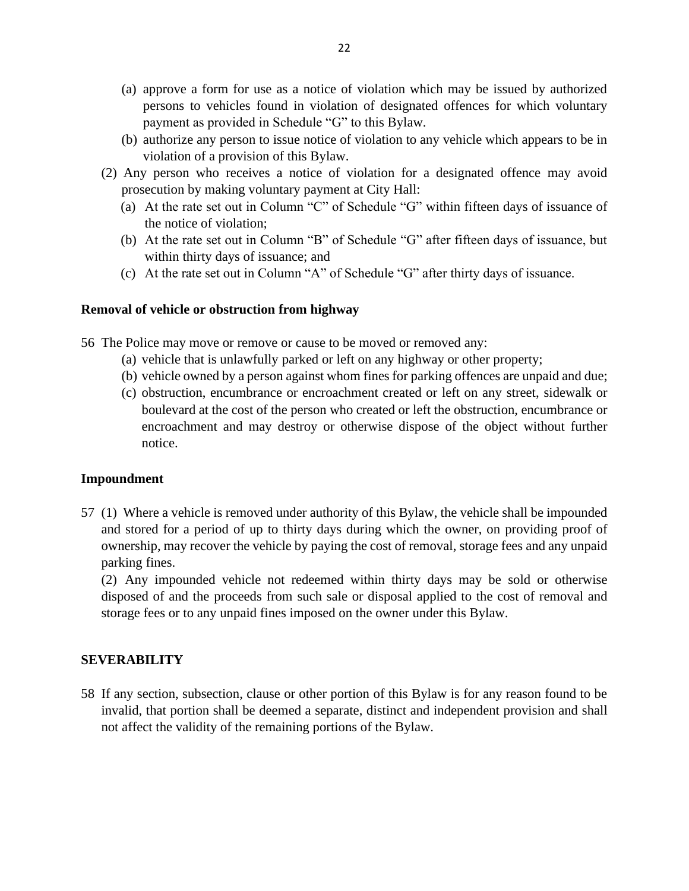(a) approve a form for use as a notice of violation which may be issued by authorized persons to vehicles found in violation of designated offences for which voluntary payment as provided in Schedule "G" to this Bylaw.

(b) authorize any person to issue notice of violation to any vehicle which appears to be in violation of a provision of this Bylaw.

(2) Any person who receives a notice of violation for a designated offence may avoid prosecution by making voluntary payment at City Hall:

(a) At the rate set out in Column "C" of Schedule "G" within fifteen days of issuance of the notice of violation;

(b) At the rate set out in Column "B" of Schedule "G" after fifteen days of issuance, but within thirty days of issuance; and

(c) At the rate set out in Column "A" of Schedule "G" after thirty days of issuance.

**Removal of vehicle or obstruction from highway**

56 The Police may move or remove or cause to be moved or removed any:

(a) vehicle that is unlawfully parked or left on any highway or other property;

(b) vehicle owned by a person against whom fines for parking offences are unpaid and due;

(c) obstruction, encumbrance or encroachment created or left on any street, sidewalk or boulevard at the cost of the person who created or left the obstruction, encumbrance or encroachment and may destroy or otherwise dispose of the object without further notice.

**Impoundment**

57 (1) Where a vehicle is removed under authority of this Bylaw, the vehicle shall be impounded and stored for a period of up to thirty days during which the owner, on providing proof of ownership, may recover the vehicle by paying the cost of removal, storage fees and any unpaid parking fines.

(2) Any impounded vehicle not redeemed within thirty days may be sold or otherwise disposed of and the proceeds from such sale or disposal applied to the cost of removal and storage fees or to any unpaid fines imposed on the owner under this Bylaw.

**SEVERABILITY**

58 If any section, subsection, clause or other portion of this Bylaw is for any reason found to be invalid, that portion shall be deemed a separate, distinct and independent provision and shall not affect the validity of the remaining portions of the Bylaw.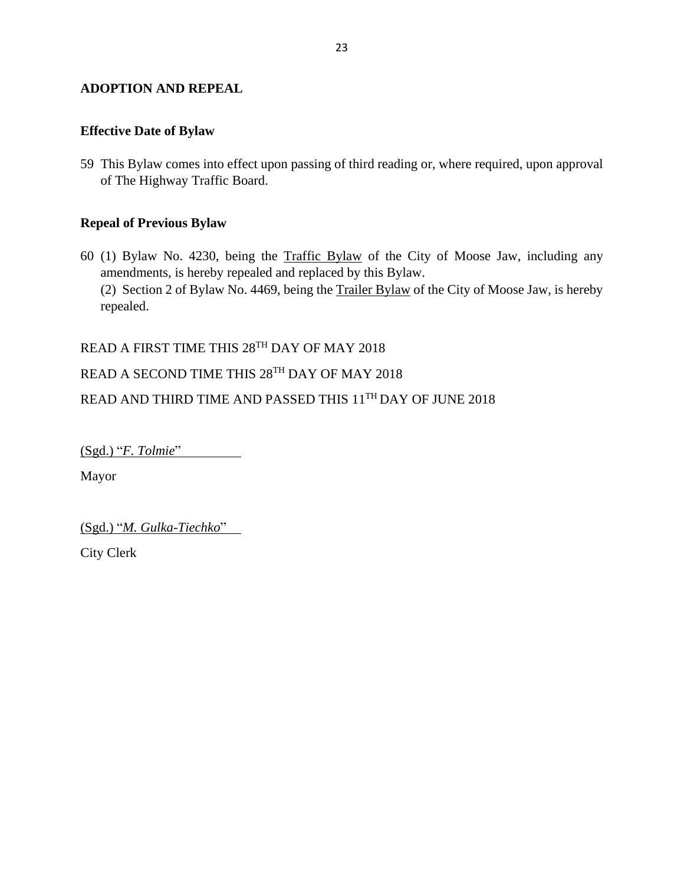## ADOPTION AND REPEAL

### Effective Date of Bylaw

59 This Bylaw comes into effect upon passing of third reading or, where required, upon approval of The Highway Traffic Board.

### Repeal of Previous Bylaw

60 (1) Bylaw No. 4230, being the Traffic Bylaw of the City of Moose Jaw, including any amendments, is hereby repealed and replaced by this Bylaw.
(2) Section 2 of Bylaw No. 4469, being the Trailer Bylaw of the City of Moose Jaw, is hereby repealed.

READ A FIRST TIME THIS 28TH DAY OF MAY 2018

READ A SECOND TIME THIS 28TH DAY OF MAY 2018

READ AND THIRD TIME AND PASSED THIS 11TH DAY OF JUNE 2018

(Sgd.) "*F. Tolmie*"

Mayor

(Sgd.) "*M. Gulka-Tiechko*"

City Clerk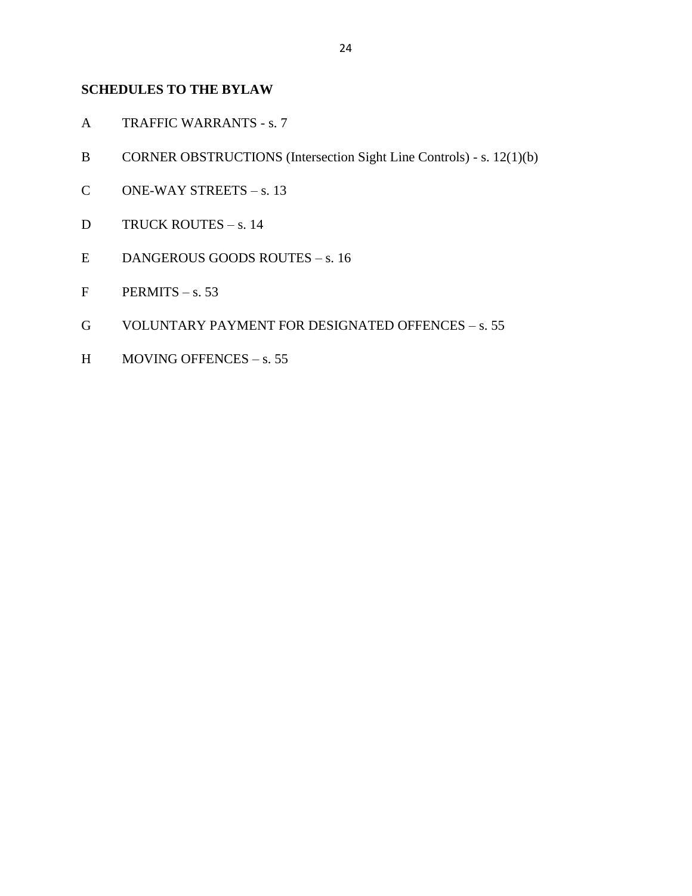**SCHEDULES TO THE BYLAW**

A TRAFFIC WARRANTS - s. 7

B CORNER OBSTRUCTIONS (Intersection Sight Line Controls) - s. 12(1)(b)

C ONE-WAY STREETS – s. 13

D TRUCK ROUTES – s. 14

E DANGEROUS GOODS ROUTES – s. 16

F PERMITS – s. 53

G VOLUNTARY PAYMENT FOR DESIGNATED OFFENCES – s. 55

H MOVING OFFENCES – s. 55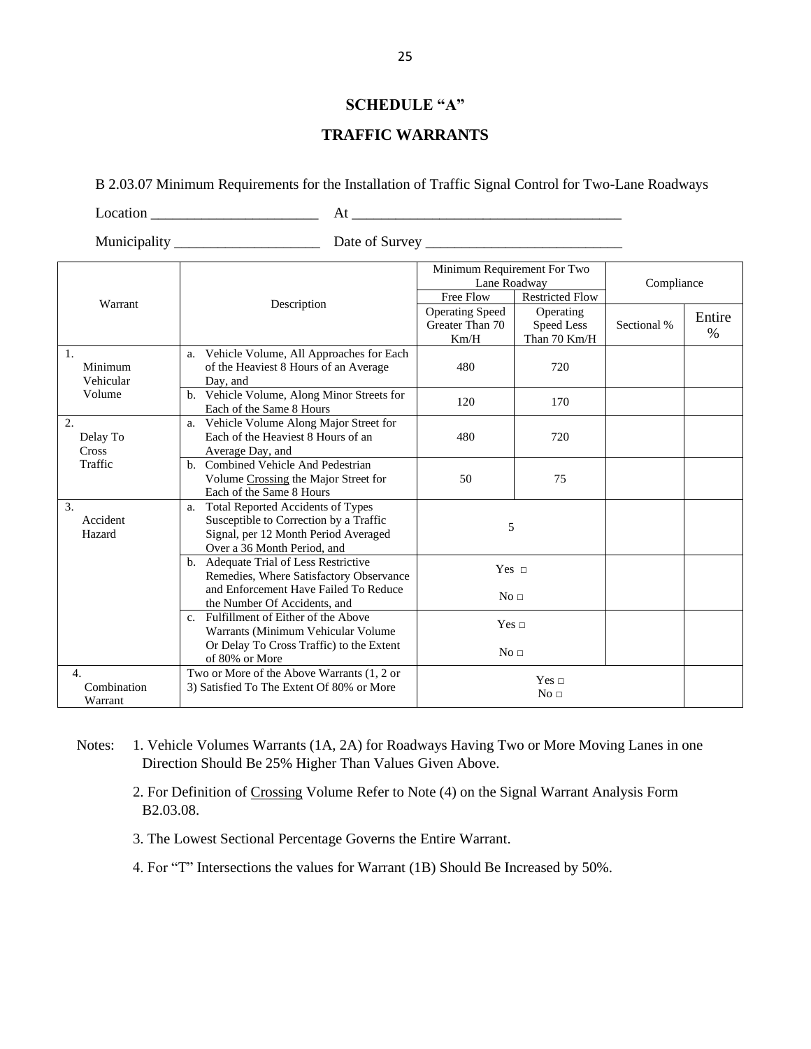# SCHEDULE "A"

# TRAFFIC WARRANTS

B 2.03.07 Minimum Requirements for the Installation of Traffic Signal Control for Two-Lane Roadways

Location _______________________ At ____________________________________

Municipality ____________________ Date of Survey __________________________

| Warrant | Description | Minimum Requirement For Two Lane Roadway | | Compliance | |
|---|---|---|---|---|---|
| | | Free Flow | Restricted Flow | | |
| | | Operating Speed Greater Than 70 Km/H | Operating Speed Less Than 70 Km/H | Sectional % | Entire % |
| 1. Minimum Vehicular Volume | a. Vehicle Volume, All Approaches for Each of the Heaviest 8 Hours of an Average Day, and | 480 | 720 | | |
| | b. Vehicle Volume, Along Minor Streets for Each of the Same 8 Hours | 120 | 170 | | |
| 2. Delay To Cross Traffic | a. Vehicle Volume Along Major Street for Each of the Heaviest 8 Hours of an Average Day, and | 480 | 720 | | |
| | b. Combined Vehicle And Pedestrian Volume Crossing the Major Street for Each of the Same 8 Hours | 50 | 75 | | |
| 3. Accident Hazard | a. Total Reported Accidents of Types Susceptible to Correction by a Traffic Signal, per 12 Month Period Averaged Over a 36 Month Period, and | 5 | | | |
| | b. Adequate Trial of Less Restrictive Remedies, Where Satisfactory Observance and Enforcement Have Failed To Reduce the Number Of Accidents, and | Yes □ No □ | | | |
| | c. Fulfillment of Either of the Above Warrants (Minimum Vehicular Volume Or Delay To Cross Traffic) to the Extent of 80% or More | Yes □ No □ | | | |
| 4. Combination Warrant | Two or More of the Above Warrants (1, 2 or 3) Satisfied To The Extent Of 80% or More | Yes □ No □ | | | |

Notes:
1. Vehicle Volumes Warrants (1A, 2A) for Roadways Having Two or More Moving Lanes in one Direction Should Be 25% Higher Than Values Given Above.
2. For Definition of Crossing Volume Refer to Note (4) on the Signal Warrant Analysis Form B2.03.08.
3. The Lowest Sectional Percentage Governs the Entire Warrant.
4. For "T" Intersections the values for Warrant (1B) Should Be Increased by 50%.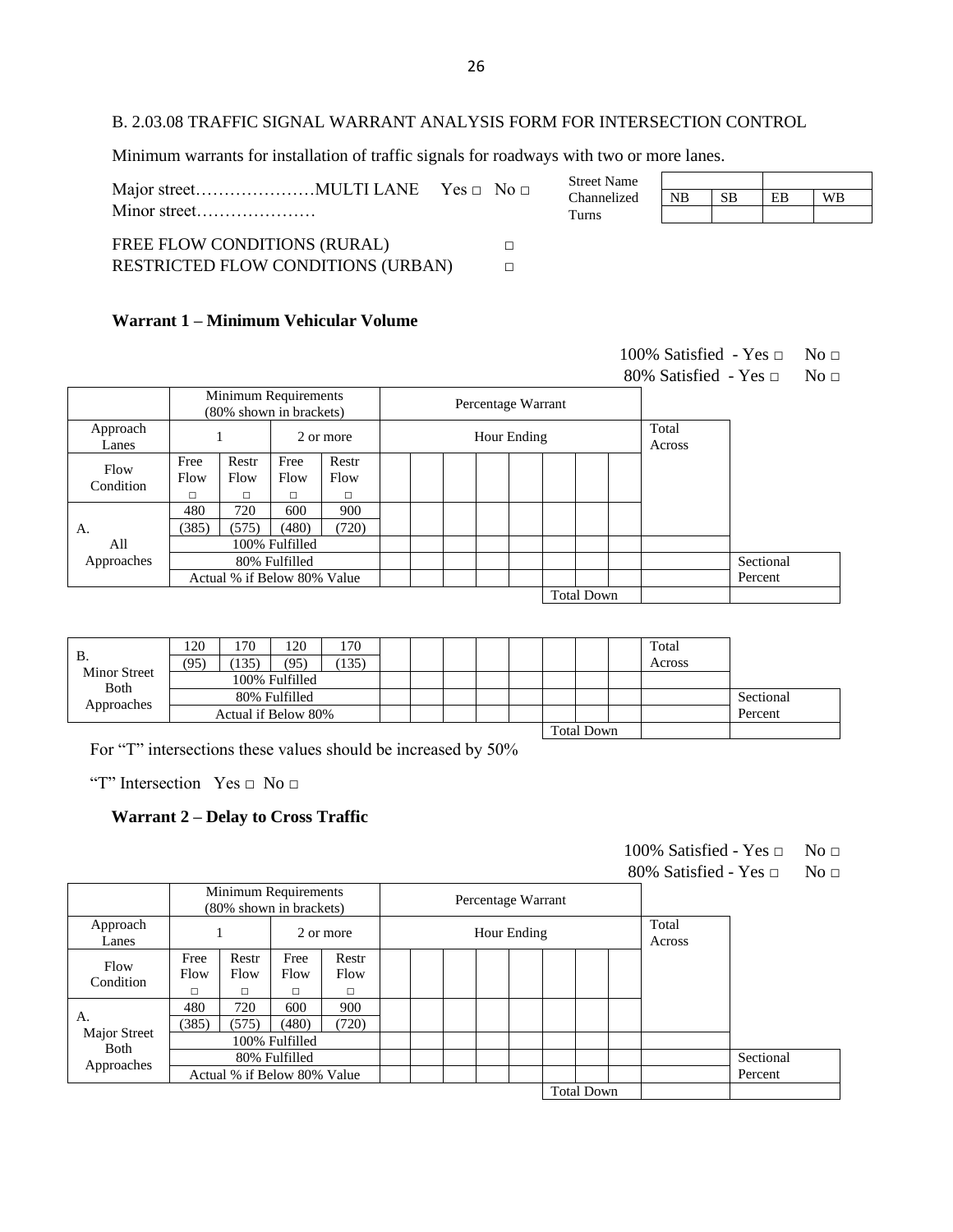B. 2.03.08 TRAFFIC SIGNAL WARRANT ANALYSIS FORM FOR INTERSECTION CONTROL

Minimum warrants for installation of traffic signals for roadways with two or more lanes.

Major street…………………MULTI LANE Yes □ No □

Minor street…………………

| Street Name | | | | |
|---|---|---|---|---|
| Channelized | NB | SB | EB | WB |
| Turns | | | | |

FREE FLOW CONDITIONS (RURAL) □

RESTRICTED FLOW CONDITIONS (URBAN) □

### Warrant 1 – Minimum Vehicular Volume

100% Satisfied - Yes □ No □

80% Satisfied - Yes □ No □

| | Minimum Requirements (80% shown in brackets) | | | | Percentage Warrant | | | | | | | | | |
|---|---|---|---|---|---|---|---|---|---|---|---|---|---|---|
| Approach Lanes | 1 | | 2 or more | | Hour Ending | | | | | | | | Total Across | |
| Flow Condition | Free Flow □ | Restr Flow □ | Free Flow □ | Restr Flow □ | | | | | | | | | | |
| A. All Approaches | 480 | 720 | 600 | 900 | | | | | | | | | | |
| | (385) | (575) | (480) | (720) | | | | | | | | | | |
| | 100% Fulfilled | | | | | | | | | | | | | |
| | 80% Fulfilled | | | | | | | | | | | | | Sectional |
| | Actual % if Below 80% Value | | | | | | | | | | | | | Percent |
| | | | | | | | | | | Total Down | | | | |

| | | | | | | | | | | | | | | |
|---|---|---|---|---|---|---|---|---|---|---|---|---|---|---|
| B. Minor Street Both Approaches | 120 | 170 | 120 | 170 | | | | | | | | | Total Across | |
| | (95) | (135) | (95) | (135) | | | | | | | | | | |
| | 100% Fulfilled | | | | | | | | | | | | | |
| | 80% Fulfilled | | | | | | | | | | | | | Sectional |
| | Actual if Below 80% | | | | | | | | | | | | | Percent |
| | | | | | | | | | | Total Down | | | | |

For "T" intersections these values should be increased by 50%

"T" Intersection Yes □ No □

### Warrant 2 – Delay to Cross Traffic

100% Satisfied - Yes □ No □

80% Satisfied - Yes □ No □

| | Minimum Requirements (80% shown in brackets) | | | | Percentage Warrant | | | | | | | | | |
|---|---|---|---|---|---|---|---|---|---|---|---|---|---|---|
| Approach Lanes | 1 | | 2 or more | | Hour Ending | | | | | | | | Total Across | |
| Flow Condition | Free Flow □ | Restr Flow □ | Free Flow □ | Restr Flow □ | | | | | | | | | | |
| A. Major Street Both Approaches | 480 | 720 | 600 | 900 | | | | | | | | | | |
| | (385) | (575) | (480) | (720) | | | | | | | | | | |
| | 100% Fulfilled | | | | | | | | | | | | | |
| | 80% Fulfilled | | | | | | | | | | | | | Sectional |
| | Actual % if Below 80% Value | | | | | | | | | | | | | Percent |
| | | | | | | | | | | Total Down | | | | |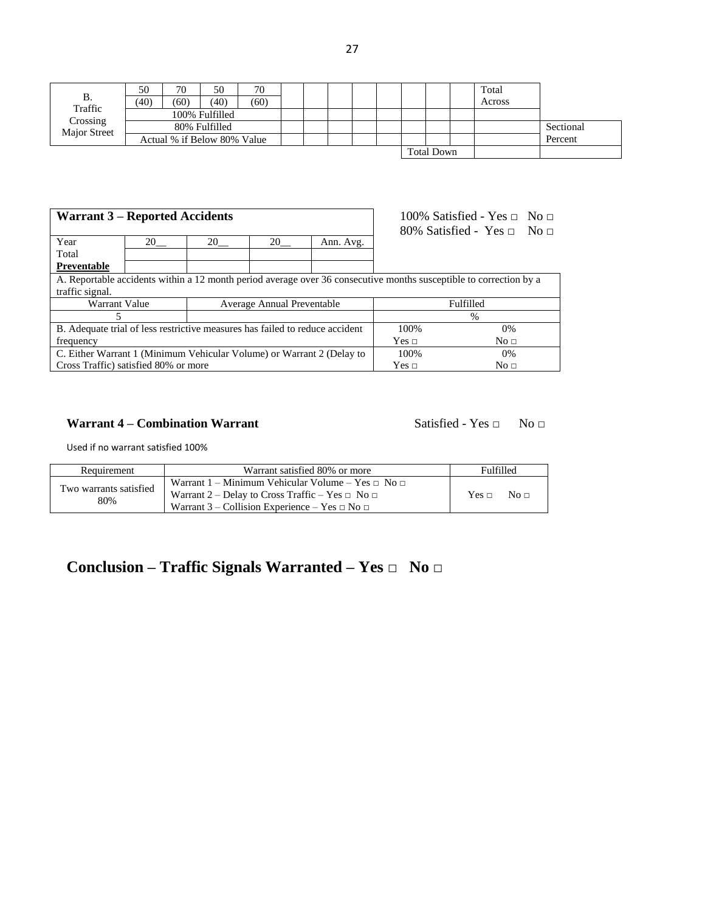| B. Traffic Crossing Major Street | 50 (40) | 70 (60) | 50 (40) | 70 (60) | | | | | | | | | Total Across | |
|---|---|---|---|---|---|---|---|---|---|---|---|---|---|---|
| | 100% Fulfilled | | | | | | | | | | | | | |
| | 80% Fulfilled | | | | | | | | | | | | | Sectional |
| | Actual % if Below 80% Value | | | | | | | | | | | | | Percent |
| | | | | | | | | | | Total Down | | | | |

| **Warrant 3 – Reported Accidents** | | | | | 100% Satisfied - Yes □ No □<br>80% Satisfied - Yes □ No □ |
|---|---|---|---|---|---|
| Year | 20__ | 20__ | 20__ | Ann. Avg. | |
| Total | | | | | |
| **Preventable** | | | | | |

| A. Reportable accidents within a 12 month period average over 36 consecutive months susceptible to correction by a traffic signal. | | | |
|---|---|---|---|
| Warrant Value | Average Annual Preventable | Fulfilled | |
| 5 | | % | |
| B. Adequate trial of less restrictive measures has failed to reduce accident frequency | | 100%<br>Yes □ | 0%<br>No □ |
| C. Either Warrant 1 (Minimum Vehicular Volume) or Warrant 2 (Delay to Cross Traffic) satisfied 80% or more | | 100%<br>Yes □ | 0%<br>No □ |

**Warrant 4 – Combination Warrant** Satisfied - Yes □ No □

Used if no warrant satisfied 100%

| Requirement | Warrant satisfied 80% or more | Fulfilled |
|---|---|---|
| Two warrants satisfied 80% | Warrant 1 – Minimum Vehicular Volume – Yes □ No □<br>Warrant 2 – Delay to Cross Traffic – Yes □ No □<br>Warrant 3 – Collision Experience – Yes □ No □ | Yes □ No □ |

## Conclusion – Traffic Signals Warranted – Yes □ No □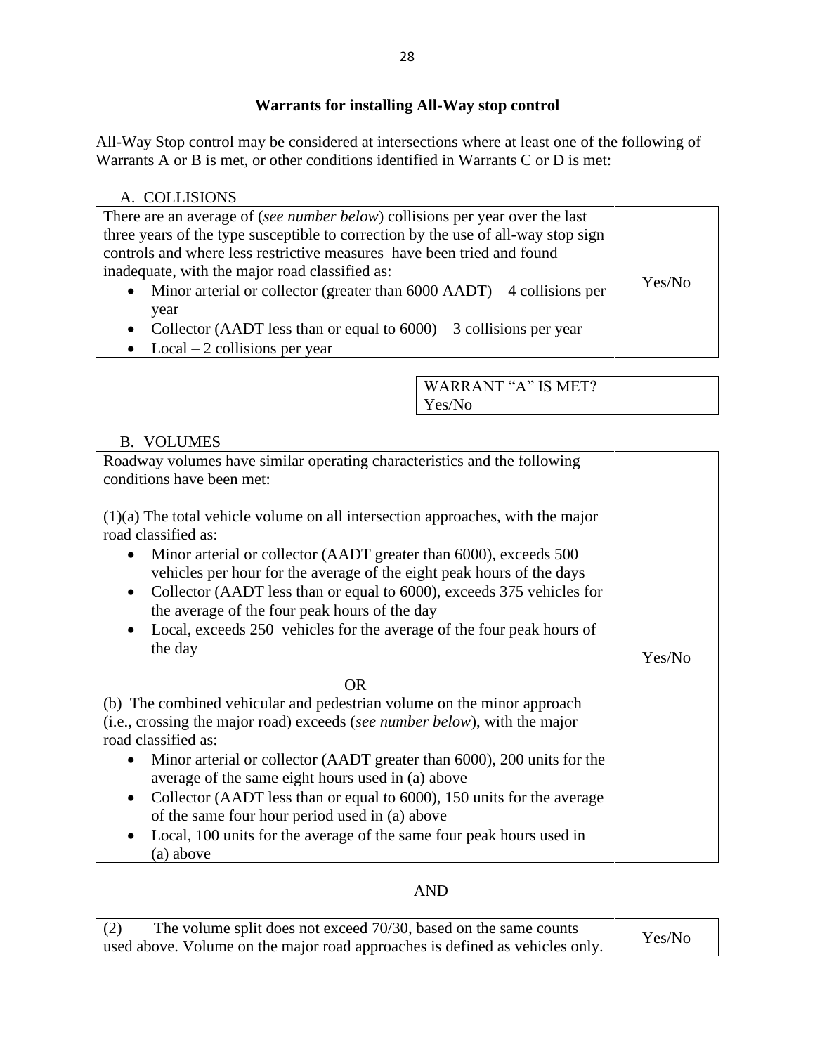## Warrants for installing All-Way stop control

All-Way Stop control may be considered at intersections where at least one of the following of Warrants A or B is met, or other conditions identified in Warrants C or D is met:

A. COLLISIONS

| | |
|---|---|
| There are an average of (*see number below*) collisions per year over the last three years of the type susceptible to correction by the use of all-way stop sign controls and where less restrictive measures have been tried and found inadequate, with the major road classified as: <br>• Minor arterial or collector (greater than 6000 AADT) – 4 collisions per year <br>• Collector (AADT less than or equal to 6000) – 3 collisions per year <br>• Local – 2 collisions per year | Yes/No |

| |
|---|
| WARRANT "A" IS MET? Yes/No |

B. VOLUMES

| | |
|---|---|
| Roadway volumes have similar operating characteristics and the following conditions have been met: <br><br>(1)(a) The total vehicle volume on all intersection approaches, with the major road classified as: <br>• Minor arterial or collector (AADT greater than 6000), exceeds 500 vehicles per hour for the average of the eight peak hours of the days <br>• Collector (AADT less than or equal to 6000), exceeds 375 vehicles for the average of the four peak hours of the day <br>• Local, exceeds 250 vehicles for the average of the four peak hours of the day <br><br>OR <br>(b) The combined vehicular and pedestrian volume on the minor approach (i.e., crossing the major road) exceeds (*see number below*), with the major road classified as: <br>• Minor arterial or collector (AADT greater than 6000), 200 units for the average of the same eight hours used in (a) above <br>• Collector (AADT less than or equal to 6000), 150 units for the average of the same four hour period used in (a) above <br>• Local, 100 units for the average of the same four peak hours used in (a) above | Yes/No |

AND

| | |
|---|---|
| (2) The volume split does not exceed 70/30, based on the same counts used above. Volume on the major road approaches is defined as vehicles only. | Yes/No |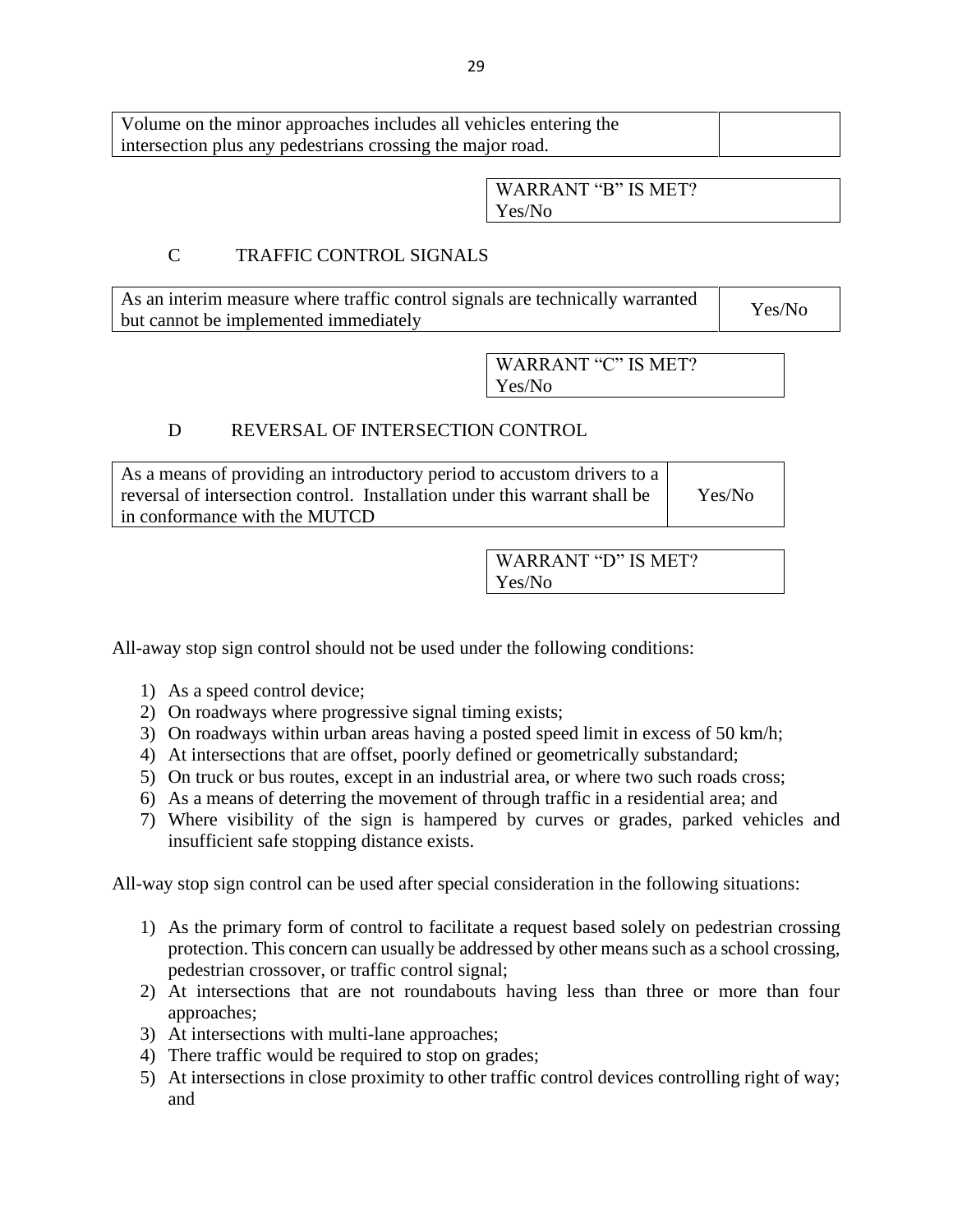| Volume on the minor approaches includes all vehicles entering the intersection plus any pedestrians crossing the major road. | |
|---|---|

| WARRANT "B" IS MET? Yes/No |
|---|

C TRAFFIC CONTROL SIGNALS

| As an interim measure where traffic control signals are technically warranted but cannot be implemented immediately | Yes/No |
|---|---|

| WARRANT "C" IS MET? Yes/No |
|---|

D REVERSAL OF INTERSECTION CONTROL

| As a means of providing an introductory period to accustom drivers to a reversal of intersection control. Installation under this warrant shall be in conformance with the MUTCD | Yes/No |
|---|---|

| WARRANT "D" IS MET? Yes/No |
|---|

All-away stop sign control should not be used under the following conditions:

1) As a speed control device;
2) On roadways where progressive signal timing exists;
3) On roadways within urban areas having a posted speed limit in excess of 50 km/h;
4) At intersections that are offset, poorly defined or geometrically substandard;
5) On truck or bus routes, except in an industrial area, or where two such roads cross;
6) As a means of deterring the movement of through traffic in a residential area; and
7) Where visibility of the sign is hampered by curves or grades, parked vehicles and insufficient safe stopping distance exists.

All-way stop sign control can be used after special consideration in the following situations:

1) As the primary form of control to facilitate a request based solely on pedestrian crossing protection. This concern can usually be addressed by other means such as a school crossing, pedestrian crossover, or traffic control signal;
2) At intersections that are not roundabouts having less than three or more than four approaches;
3) At intersections with multi-lane approaches;
4) There traffic would be required to stop on grades;
5) At intersections in close proximity to other traffic control devices controlling right of way; and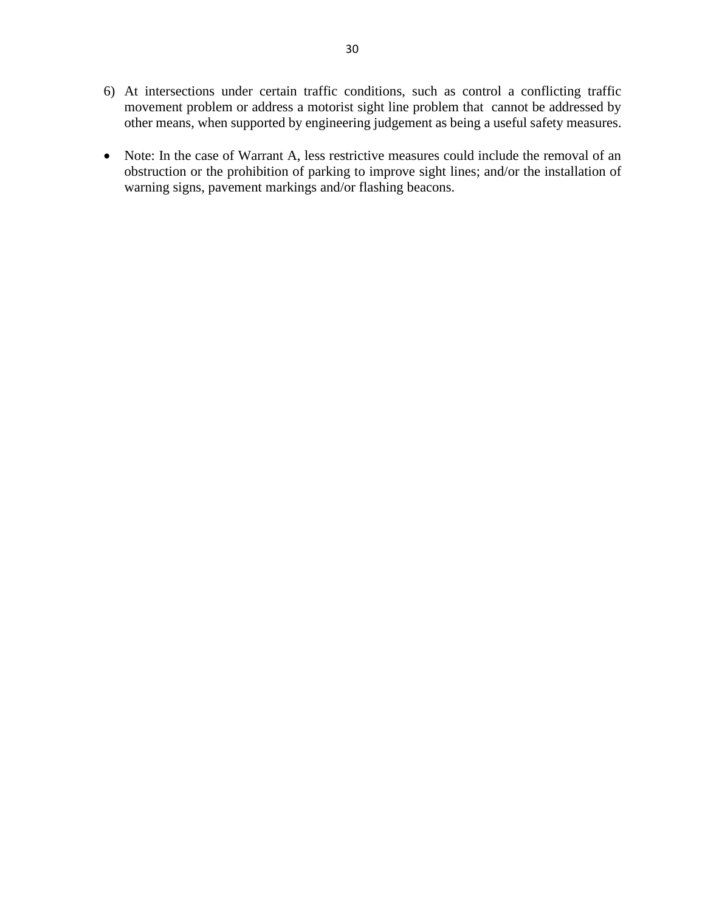6) At intersections under certain traffic conditions, such as control a conflicting traffic movement problem or address a motorist sight line problem that cannot be addressed by other means, when supported by engineering judgement as being a useful safety measures.

- Note: In the case of Warrant A, less restrictive measures could include the removal of an obstruction or the prohibition of parking to improve sight lines; and/or the installation of warning signs, pavement markings and/or flashing beacons.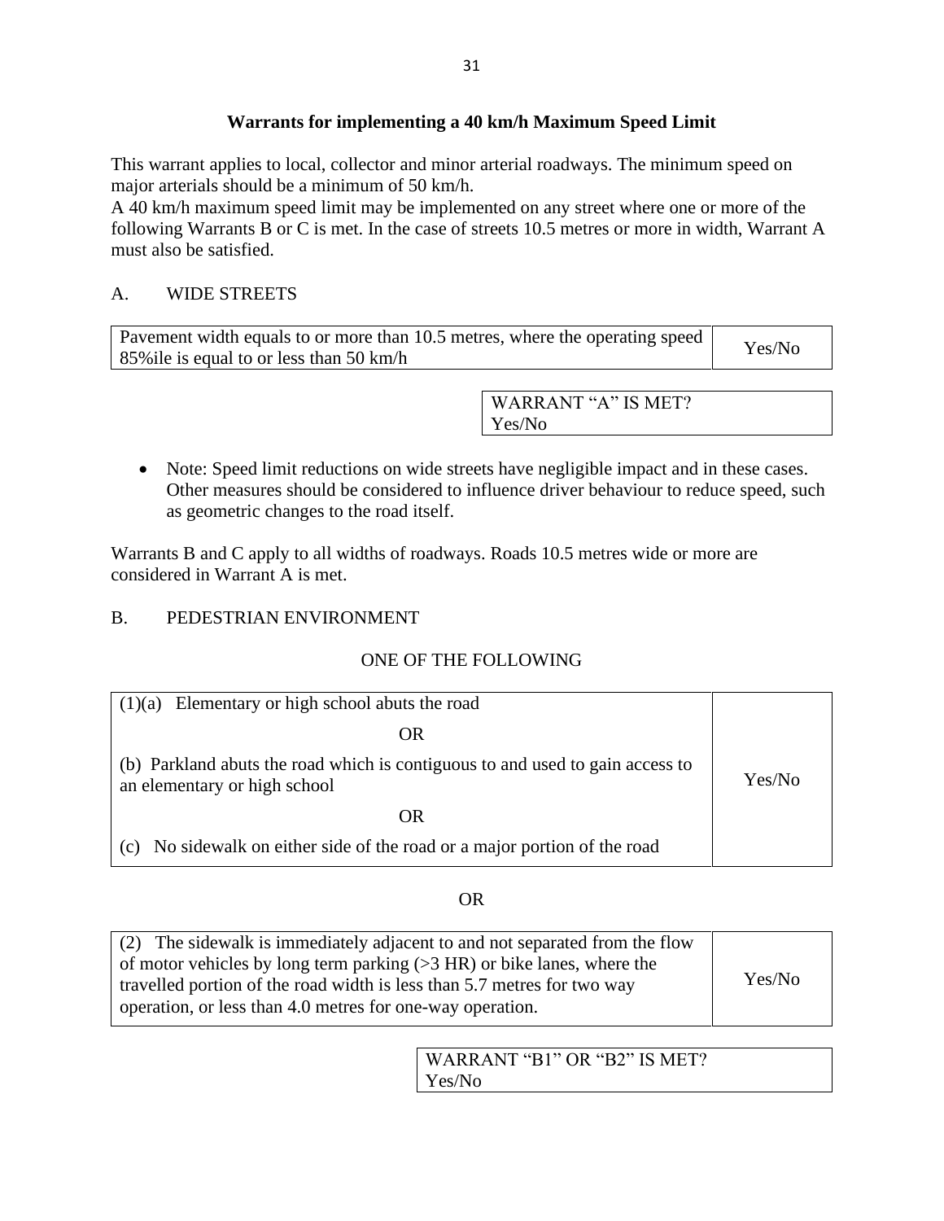## Warrants for implementing a 40 km/h Maximum Speed Limit

This warrant applies to local, collector and minor arterial roadways. The minimum speed on major arterials should be a minimum of 50 km/h.
A 40 km/h maximum speed limit may be implemented on any street where one or more of the following Warrants B or C is met. In the case of streets 10.5 metres or more in width, Warrant A must also be satisfied.

A. WIDE STREETS

| Pavement width equals to or more than 10.5 metres, where the operating speed 85%ile is equal to or less than 50 km/h | Yes/No |
|---|---|

| WARRANT “A” IS MET? Yes/No |
|---|

- Note: Speed limit reductions on wide streets have negligible impact and in these cases. Other measures should be considered to influence driver behaviour to reduce speed, such as geometric changes to the road itself.

Warrants B and C apply to all widths of roadways. Roads 10.5 metres wide or more are considered in Warrant A is met.

B. PEDESTRIAN ENVIRONMENT

ONE OF THE FOLLOWING

| (1)(a) Elementary or high school abuts the road<br>OR<br>(b) Parkland abuts the road which is contiguous to and used to gain access to an elementary or high school<br>OR<br>(c) No sidewalk on either side of the road or a major portion of the road | Yes/No |
|---|---|

OR

| (2) The sidewalk is immediately adjacent to and not separated from the flow of motor vehicles by long term parking (>3 HR) or bike lanes, where the travelled portion of the road width is less than 5.7 metres for two way operation, or less than 4.0 metres for one-way operation. | Yes/No |
|---|---|

| WARRANT “B1” OR “B2” IS MET? Yes/No |
|---|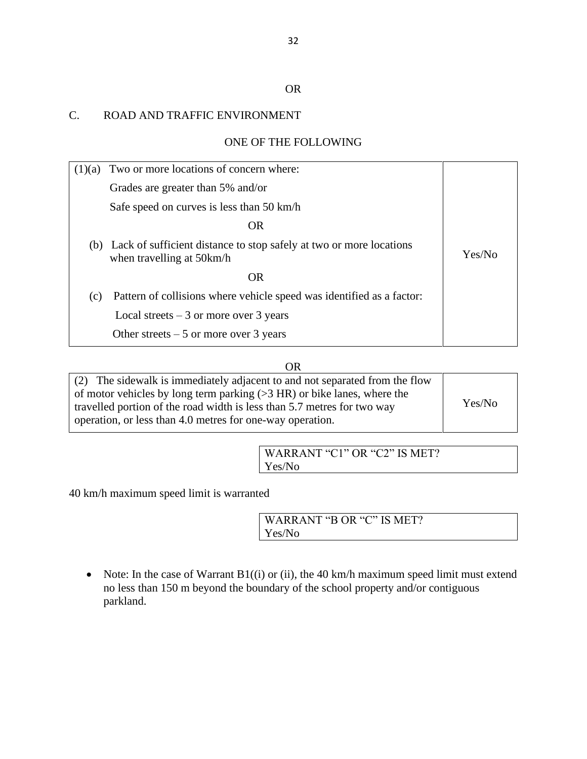OR

C. ROAD AND TRAFFIC ENVIRONMENT

ONE OF THE FOLLOWING

| | |
|---|---|
| (1)(a) Two or more locations of concern where:<br>Grades are greater than 5% and/or<br>Safe speed on curves is less than 50 km/h<br>OR<br>(b) Lack of sufficient distance to stop safely at two or more locations when travelling at 50km/h<br>OR<br>(c) Pattern of collisions where vehicle speed was identified as a factor:<br>Local streets – 3 or more over 3 years<br>Other streets – 5 or more over 3 years | Yes/No |

OR

| | |
|---|---|
| (2) The sidewalk is immediately adjacent to and not separated from the flow of motor vehicles by long term parking (>3 HR) or bike lanes, where the travelled portion of the road width is less than 5.7 metres for two way operation, or less than 4.0 metres for one-way operation. | Yes/No |

| |
|---|
| WARRANT "C1" OR "C2" IS MET?<br>Yes/No |

40 km/h maximum speed limit is warranted

| |
|---|
| WARRANT "B OR "C" IS MET?<br>Yes/No |

- Note: In the case of Warrant B1((i) or (ii), the 40 km/h maximum speed limit must extend no less than 150 m beyond the boundary of the school property and/or contiguous parkland.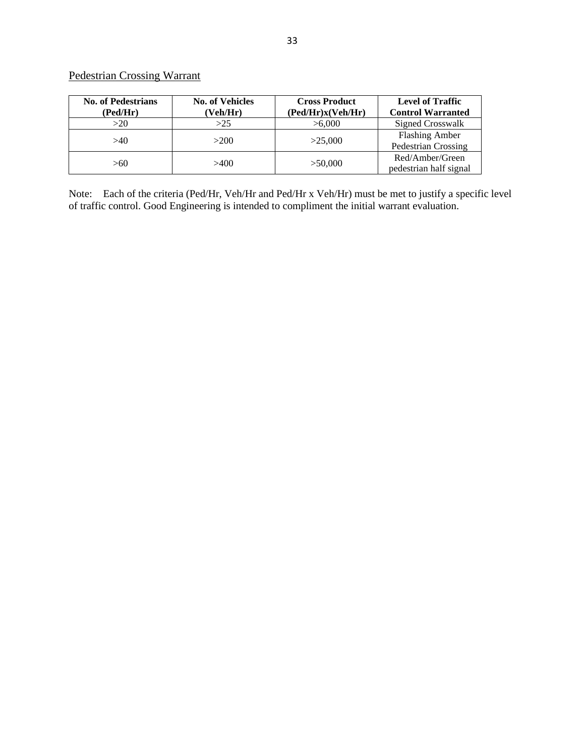Pedestrian Crossing Warrant

| No. of Pedestrians (Ped/Hr) | No. of Vehicles (Veh/Hr) | Cross Product (Ped/Hr)x(Veh/Hr) | Level of Traffic Control Warranted |
|---|---|---|---|
| >20 | >25 | >6,000 | Signed Crosswalk |
| >40 | >200 | >25,000 | Flashing Amber Pedestrian Crossing |
| >60 | >400 | >50,000 | Red/Amber/Green pedestrian half signal |

Note: Each of the criteria (Ped/Hr, Veh/Hr and Ped/Hr x Veh/Hr) must be met to justify a specific level of traffic control. Good Engineering is intended to compliment the initial warrant evaluation.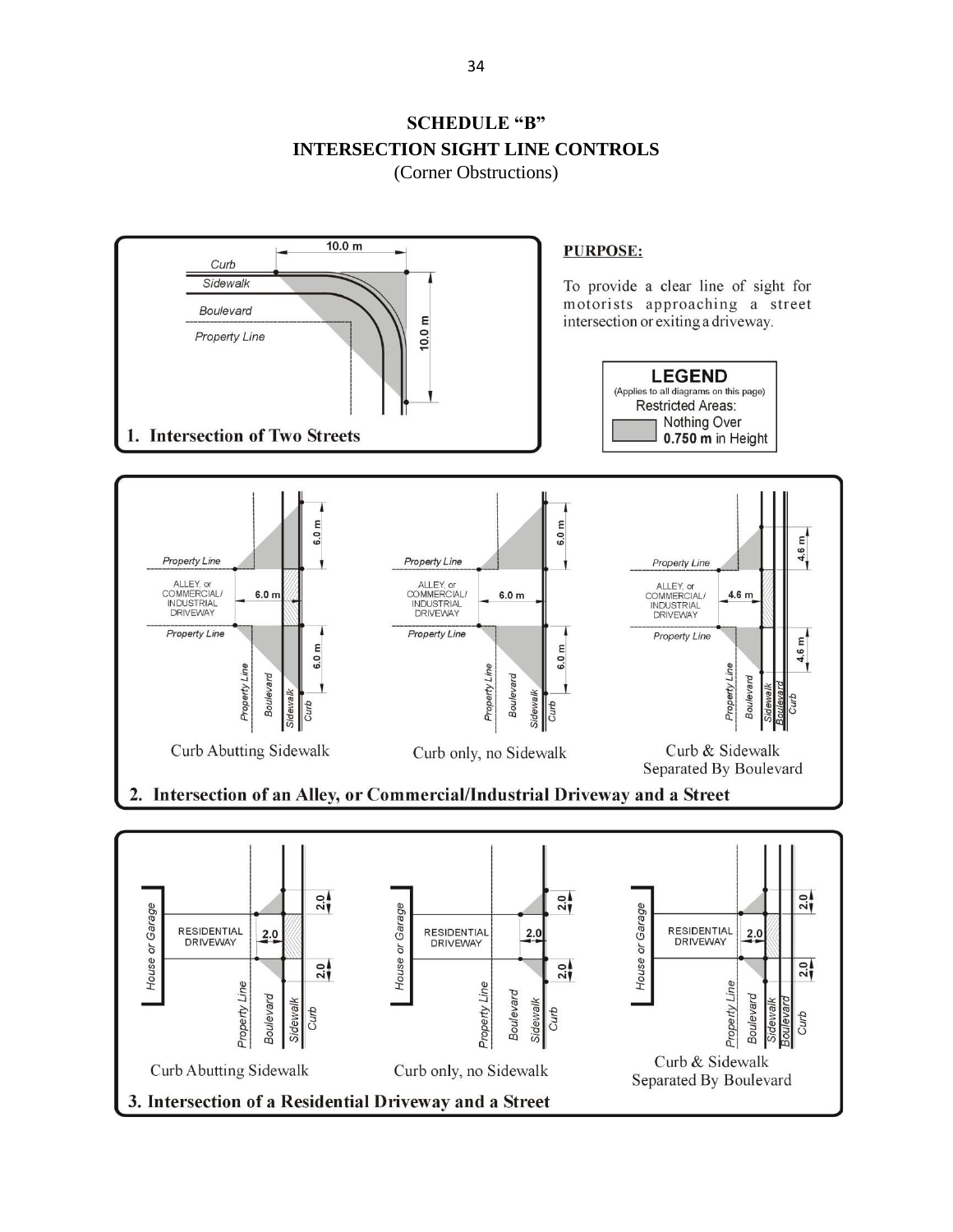# SCHEDULE "B"
## INTERSECTION SIGHT LINE CONTROLS
(Corner Obstructions)

**PURPOSE:**

To provide a clear line of sight for motorists approaching a street intersection or exiting a driveway.

**LEGEND**
(Applies to all diagrams on this page)
Restricted Areas:
Nothing Over **0.750 m** in Height

Curb, Sidewalk, Boulevard, Property Line, 10.0 m, 10.0 m

**1. Intersection of Two Streets**

Property Line, ALLEY, or COMMERCIAL/ INDUSTRIAL DRIVEWAY, 6.0 m, 6.0 m, 6.0 m, Property Line, Boulevard, Sidewalk, Curb

Curb Abutting Sidewalk

Property Line, ALLEY, or COMMERCIAL/ INDUSTRIAL DRIVEWAY, 6.0 m, 6.0 m, 6.0 m, Property Line, Boulevard, Sidewalk, Curb

Curb only, no Sidewalk

Property Line, ALLEY, or COMMERCIAL/ INDUSTRIAL DRIVEWAY, 4.6 m, 4.6 m, 4.6 m, Property Line, Boulevard, Sidewalk, Boulevard, Curb

Curb & Sidewalk Separated By Boulevard

**2. Intersection of an Alley, or Commercial/Industrial Driveway and a Street**

House or Garage, RESIDENTIAL DRIVEWAY, 2.0, 2.0, 2.0, Property Line, Boulevard, Sidewalk, Curb

Curb Abutting Sidewalk

House or Garage, RESIDENTIAL DRIVEWAY, 2.0, 2.0, 2.0, Property Line, Boulevard, Sidewalk, Curb

Curb only, no Sidewalk

House or Garage, RESIDENTIAL DRIVEWAY, 2.0, 2.0, 2.0, Property Line, Boulevard, Sidewalk, Boulevard, Curb

Curb & Sidewalk Separated By Boulevard

**3. Intersection of a Residential Driveway and a Street**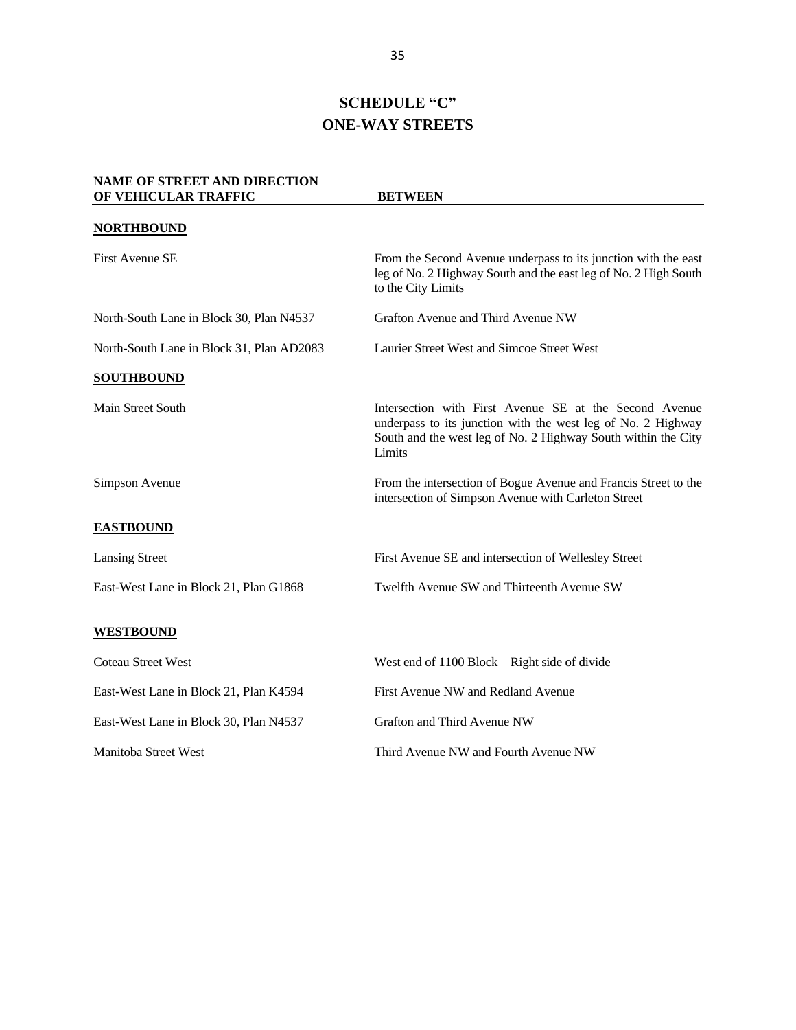# SCHEDULE "C"
# ONE-WAY STREETS

| NAME OF STREET AND DIRECTION OF VEHICULAR TRAFFIC | BETWEEN |
|---|---|
| **NORTHBOUND** | |
| First Avenue SE | From the Second Avenue underpass to its junction with the east leg of No. 2 Highway South and the east leg of No. 2 High South to the City Limits |
| North-South Lane in Block 30, Plan N4537 | Grafton Avenue and Third Avenue NW |
| North-South Lane in Block 31, Plan AD2083 | Laurier Street West and Simcoe Street West |
| **SOUTHBOUND** | |
| Main Street South | Intersection with First Avenue SE at the Second Avenue underpass to its junction with the west leg of No. 2 Highway South and the west leg of No. 2 Highway South within the City Limits |
| Simpson Avenue | From the intersection of Bogue Avenue and Francis Street to the intersection of Simpson Avenue with Carleton Street |
| **EASTBOUND** | |
| Lansing Street | First Avenue SE and intersection of Wellesley Street |
| East-West Lane in Block 21, Plan G1868 | Twelfth Avenue SW and Thirteenth Avenue SW |
| **WESTBOUND** | |
| Coteau Street West | West end of 1100 Block – Right side of divide |
| East-West Lane in Block 21, Plan K4594 | First Avenue NW and Redland Avenue |
| East-West Lane in Block 30, Plan N4537 | Grafton and Third Avenue NW |
| Manitoba Street West | Third Avenue NW and Fourth Avenue NW |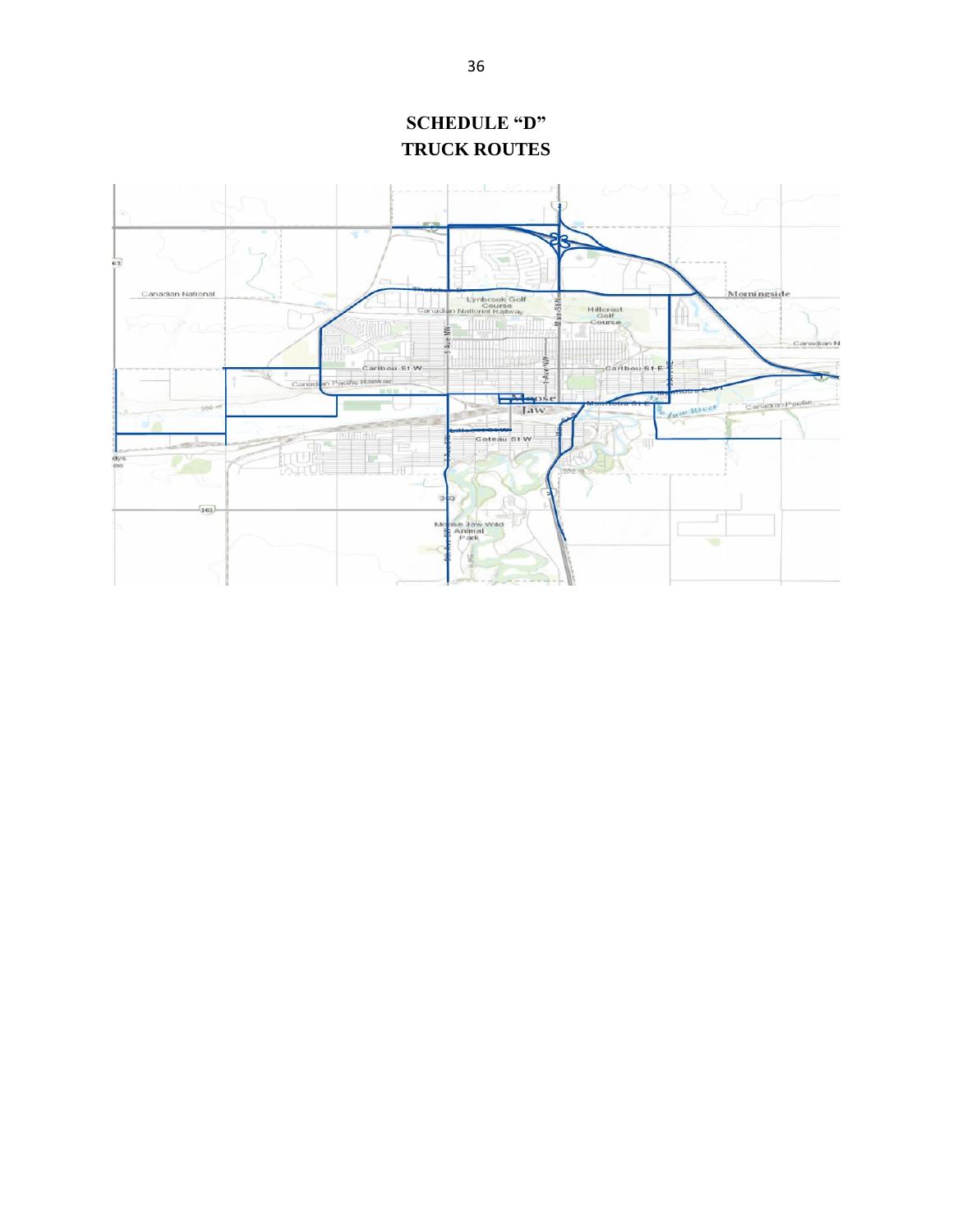# SCHEDULE "D"
# TRUCK ROUTES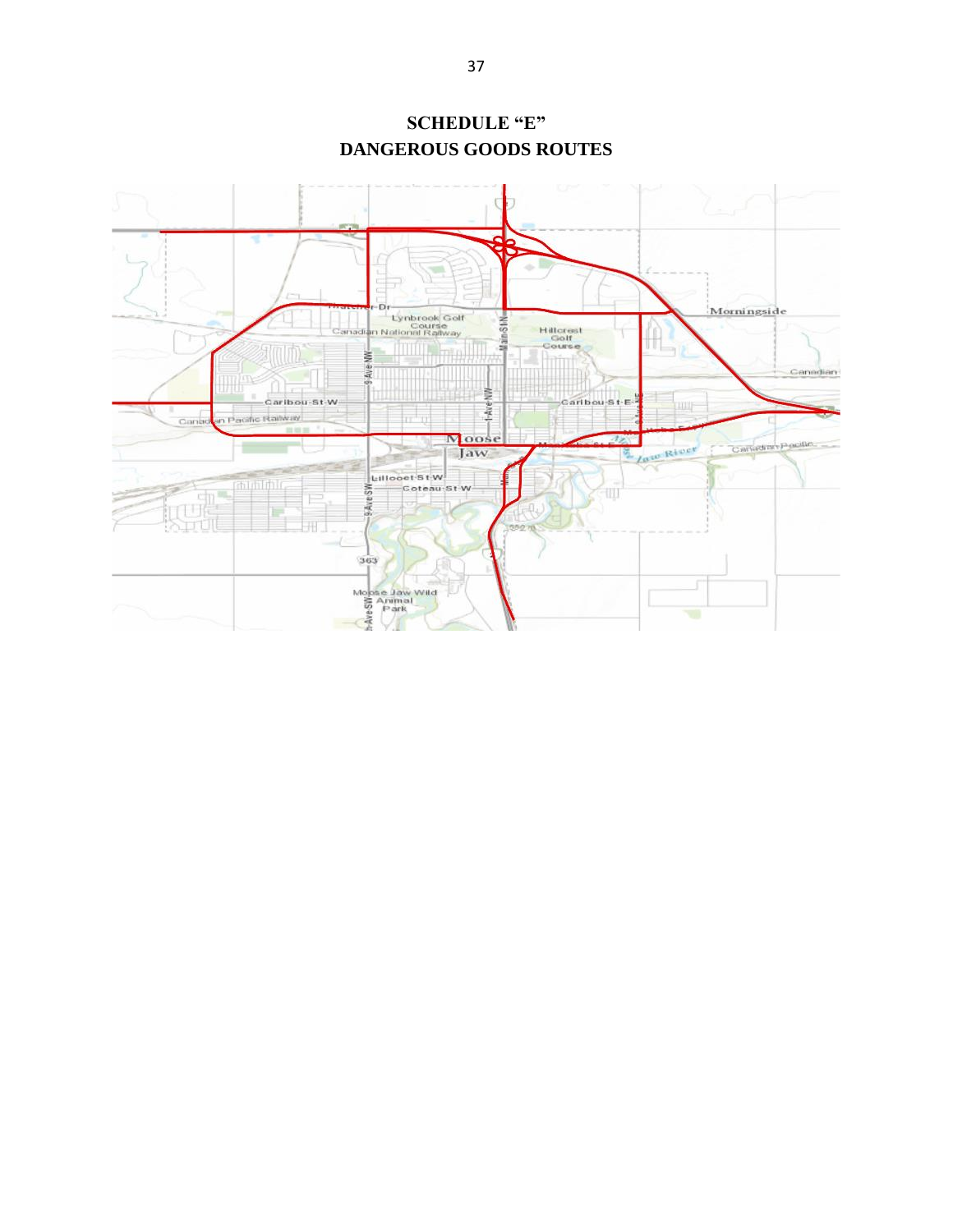# SCHEDULE "E"
## DANGEROUS GOODS ROUTES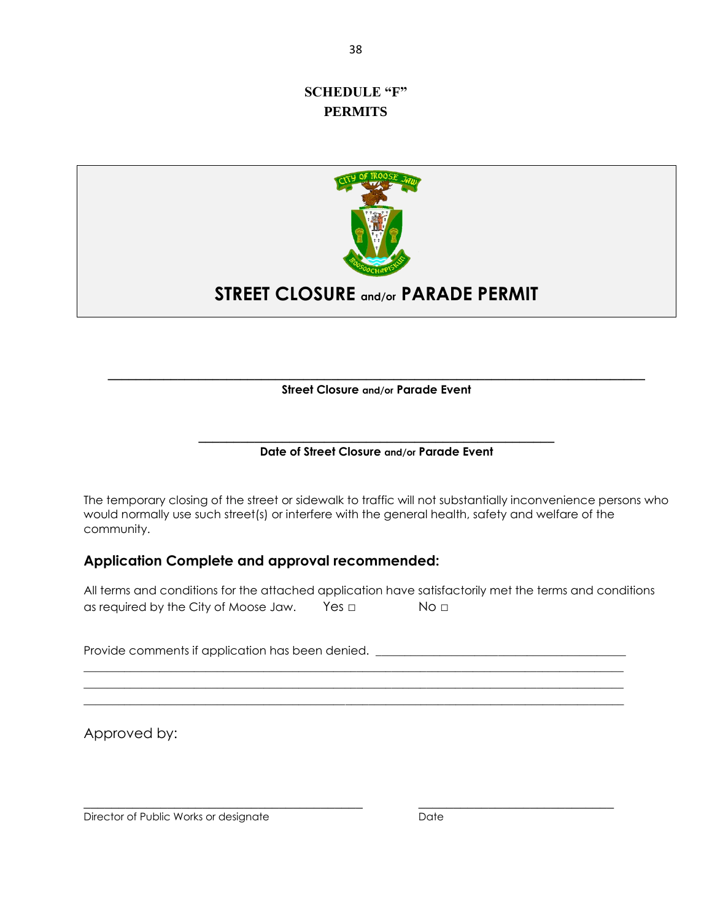# SCHEDULE "F"
# PERMITS

## STREET CLOSURE and/or PARADE PERMIT

\_\_\_\_\_\_\_\_\_\_\_\_\_\_\_\_\_\_\_\_\_\_\_\_\_\_\_\_\_\_\_\_\_\_\_\_\_\_\_\_\_\_\_\_\_\_\_\_\_\_\_\_\_\_\_\_\_\_\_\_\_\_\_\_

**Street Closure and/or Parade Event**

\_\_\_\_\_\_\_\_\_\_\_\_\_\_\_\_\_\_\_\_\_\_\_\_\_\_\_\_\_\_\_\_\_\_\_\_\_\_\_\_\_\_\_\_

**Date of Street Closure and/or Parade Event**

The temporary closing of the street or sidewalk to traffic will not substantially inconvenience persons who would normally use such street(s) or interfere with the general health, safety and welfare of the community.

### Application Complete and approval recommended:

All terms and conditions for the attached application have satisfactorily met the terms and conditions as required by the City of Moose Jaw. Yes □ No □

Provide comments if application has been denied. \_\_\_\_\_\_\_\_\_\_\_\_\_\_\_\_\_\_\_\_\_\_\_\_\_\_\_\_\_\_\_\_\_\_\_\_
\_\_\_\_\_\_\_\_\_\_\_\_\_\_\_\_\_\_\_\_\_\_\_\_\_\_\_\_\_\_\_\_\_\_\_\_\_\_\_\_\_\_\_\_\_\_\_\_\_\_\_\_\_\_\_\_\_\_\_\_\_\_\_\_\_\_\_\_\_\_\_\_
\_\_\_\_\_\_\_\_\_\_\_\_\_\_\_\_\_\_\_\_\_\_\_\_\_\_\_\_\_\_\_\_\_\_\_\_\_\_\_\_\_\_\_\_\_\_\_\_\_\_\_\_\_\_\_\_\_\_\_\_\_\_\_\_\_\_\_\_\_\_\_\_
\_\_\_\_\_\_\_\_\_\_\_\_\_\_\_\_\_\_\_\_\_\_\_\_\_\_\_\_\_\_\_\_\_\_\_\_\_\_\_\_\_\_\_\_\_\_\_\_\_\_\_\_\_\_\_\_\_\_\_\_\_\_\_\_\_\_\_\_\_\_\_\_

Approved by:

\_\_\_\_\_\_\_\_\_\_\_\_\_\_\_\_\_\_\_\_\_\_\_\_\_\_\_\_\_\_\_\_\_\_\_\_\_\_ \_\_\_\_\_\_\_\_\_\_\_\_\_\_\_\_\_\_\_\_\_\_\_\_\_\_\_\_
Director of Public Works or designate Date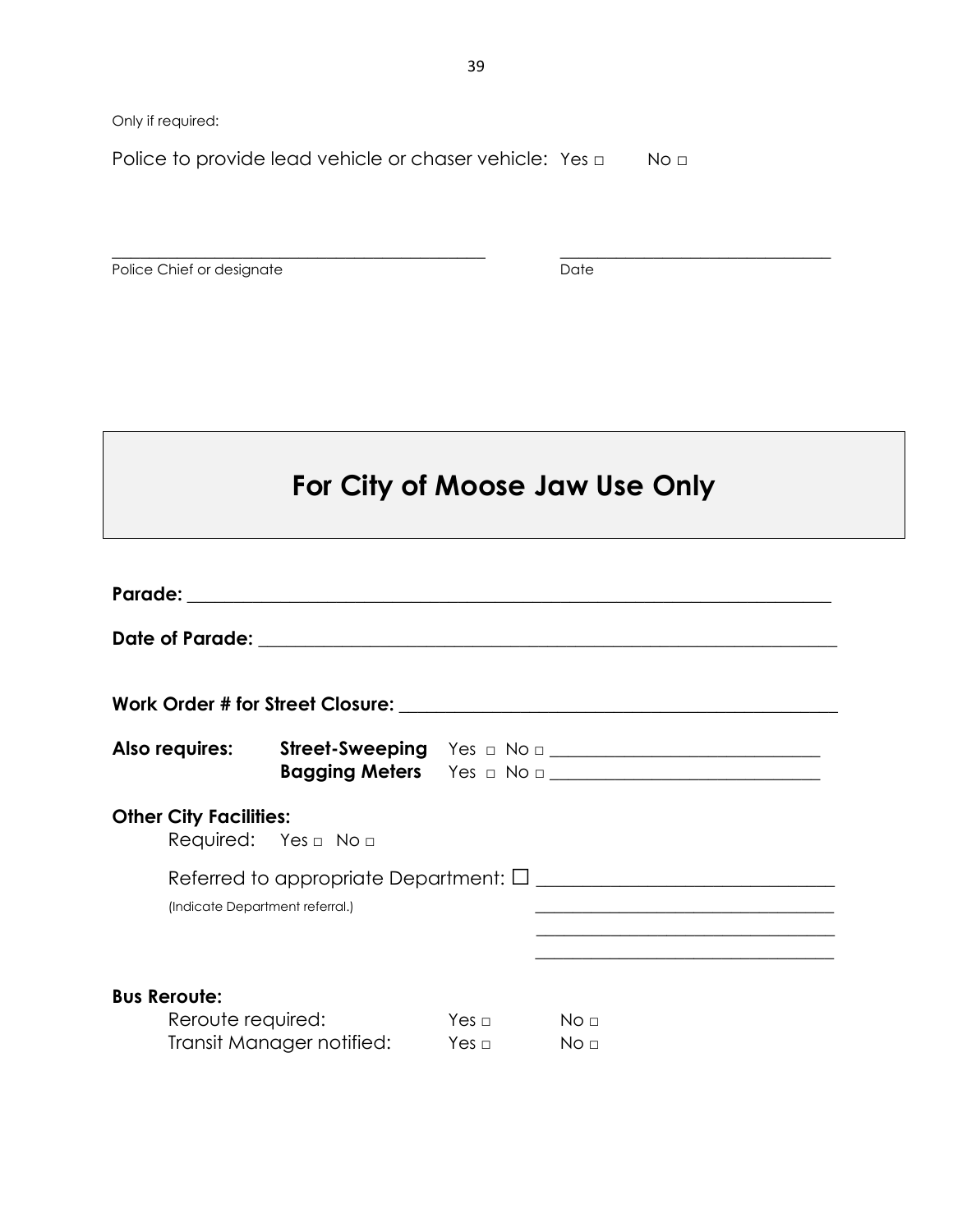Only if required:

Police to provide lead vehicle or chaser vehicle: Yes □ No □

_____________________________________________ _________________________________

Police Chief or designate Date

## For City of Moose Jaw Use Only

**Parade:** ___________________________________________________________________________

**Date of Parade:** _____________________________________________________________________

**Work Order # for Street Closure:** ______________________________________________

**Also requires:** **Street-Sweeping** Yes □ No □ ______________________________

**Bagging Meters** Yes □ No □ ______________________________

**Other City Facilities:**

Required: Yes □ No □

Referred to appropriate Department: ☐ ______________________________

(Indicate Department referral.) ______________________________

______________________________

______________________________

**Bus Reroute:**

Reroute required: Yes □ No □

Transit Manager notified: Yes □ No □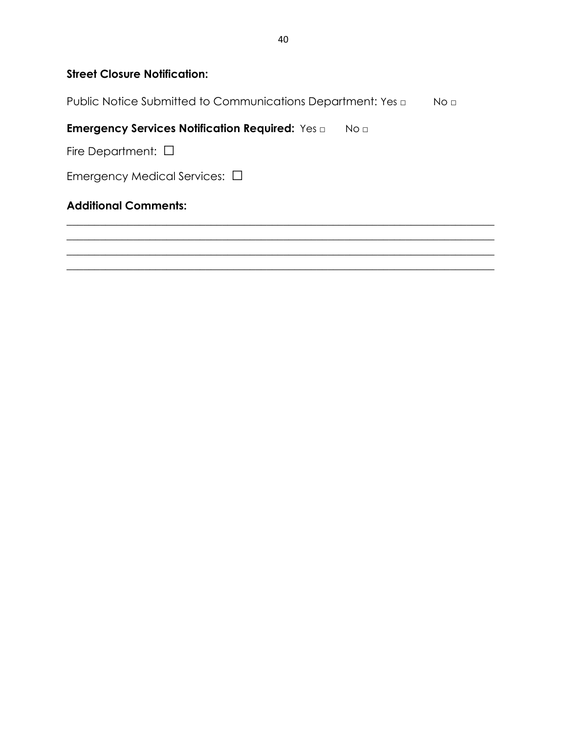**Street Closure Notification:**

Public Notice Submitted to Communications Department: Yes □ No □

**Emergency Services Notification Required:** Yes □ No □

Fire Department: ☐

Emergency Medical Services: ☐

**Additional Comments:**

\_\_\_\_\_\_\_\_\_\_\_\_\_\_\_\_\_\_\_\_\_\_\_\_\_\_\_\_\_\_\_\_\_\_\_\_\_\_\_\_\_\_\_\_\_\_\_\_\_\_\_\_\_\_\_\_\_\_\_\_\_\_\_\_\_\_\_\_\_\_\_\_\_\_\_\_\_\_

\_\_\_\_\_\_\_\_\_\_\_\_\_\_\_\_\_\_\_\_\_\_\_\_\_\_\_\_\_\_\_\_\_\_\_\_\_\_\_\_\_\_\_\_\_\_\_\_\_\_\_\_\_\_\_\_\_\_\_\_\_\_\_\_\_\_\_\_\_\_\_\_\_\_\_\_\_\_

\_\_\_\_\_\_\_\_\_\_\_\_\_\_\_\_\_\_\_\_\_\_\_\_\_\_\_\_\_\_\_\_\_\_\_\_\_\_\_\_\_\_\_\_\_\_\_\_\_\_\_\_\_\_\_\_\_\_\_\_\_\_\_\_\_\_\_\_\_\_\_\_\_\_\_\_\_\_

\_\_\_\_\_\_\_\_\_\_\_\_\_\_\_\_\_\_\_\_\_\_\_\_\_\_\_\_\_\_\_\_\_\_\_\_\_\_\_\_\_\_\_\_\_\_\_\_\_\_\_\_\_\_\_\_\_\_\_\_\_\_\_\_\_\_\_\_\_\_\_\_\_\_\_\_\_\_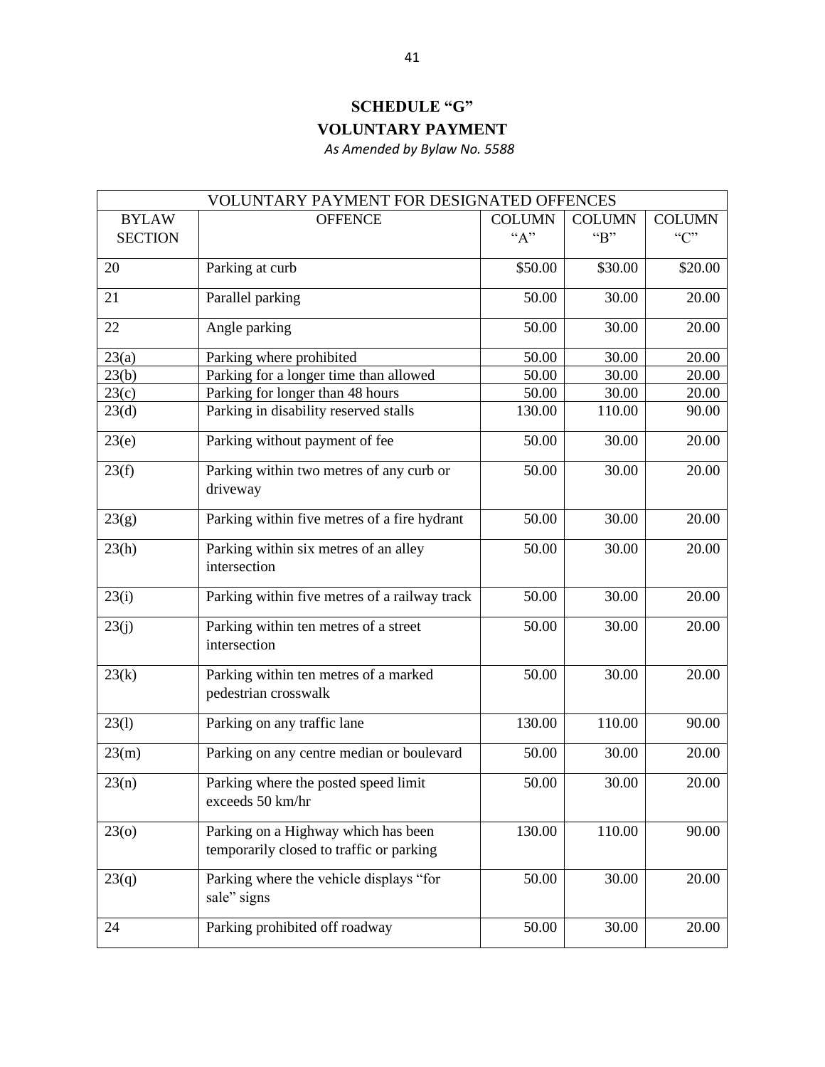# SCHEDULE "G"

## VOLUNTARY PAYMENT

*As Amended by Bylaw No. 5588*

| VOLUNTARY PAYMENT FOR DESIGNATED OFFENCES | | | | |
|---|---|---|---|---|
| BYLAW SECTION | OFFENCE | COLUMN "A" | COLUMN "B" | COLUMN "C" |
| 20 | Parking at curb | $50.00 | $30.00 | $20.00 |
| 21 | Parallel parking | 50.00 | 30.00 | 20.00 |
| 22 | Angle parking | 50.00 | 30.00 | 20.00 |
| 23(a) | Parking where prohibited | 50.00 | 30.00 | 20.00 |
| 23(b) | Parking for a longer time than allowed | 50.00 | 30.00 | 20.00 |
| 23(c) | Parking for longer than 48 hours | 50.00 | 30.00 | 20.00 |
| 23(d) | Parking in disability reserved stalls | 130.00 | 110.00 | 90.00 |
| 23(e) | Parking without payment of fee | 50.00 | 30.00 | 20.00 |
| 23(f) | Parking within two metres of any curb or driveway | 50.00 | 30.00 | 20.00 |
| 23(g) | Parking within five metres of a fire hydrant | 50.00 | 30.00 | 20.00 |
| 23(h) | Parking within six metres of an alley intersection | 50.00 | 30.00 | 20.00 |
| 23(i) | Parking within five metres of a railway track | 50.00 | 30.00 | 20.00 |
| 23(j) | Parking within ten metres of a street intersection | 50.00 | 30.00 | 20.00 |
| 23(k) | Parking within ten metres of a marked pedestrian crosswalk | 50.00 | 30.00 | 20.00 |
| 23(l) | Parking on any traffic lane | 130.00 | 110.00 | 90.00 |
| 23(m) | Parking on any centre median or boulevard | 50.00 | 30.00 | 20.00 |
| 23(n) | Parking where the posted speed limit exceeds 50 km/hr | 50.00 | 30.00 | 20.00 |
| 23(o) | Parking on a Highway which has been temporarily closed to traffic or parking | 130.00 | 110.00 | 90.00 |
| 23(q) | Parking where the vehicle displays "for sale" signs | 50.00 | 30.00 | 20.00 |
| 24 | Parking prohibited off roadway | 50.00 | 30.00 | 20.00 |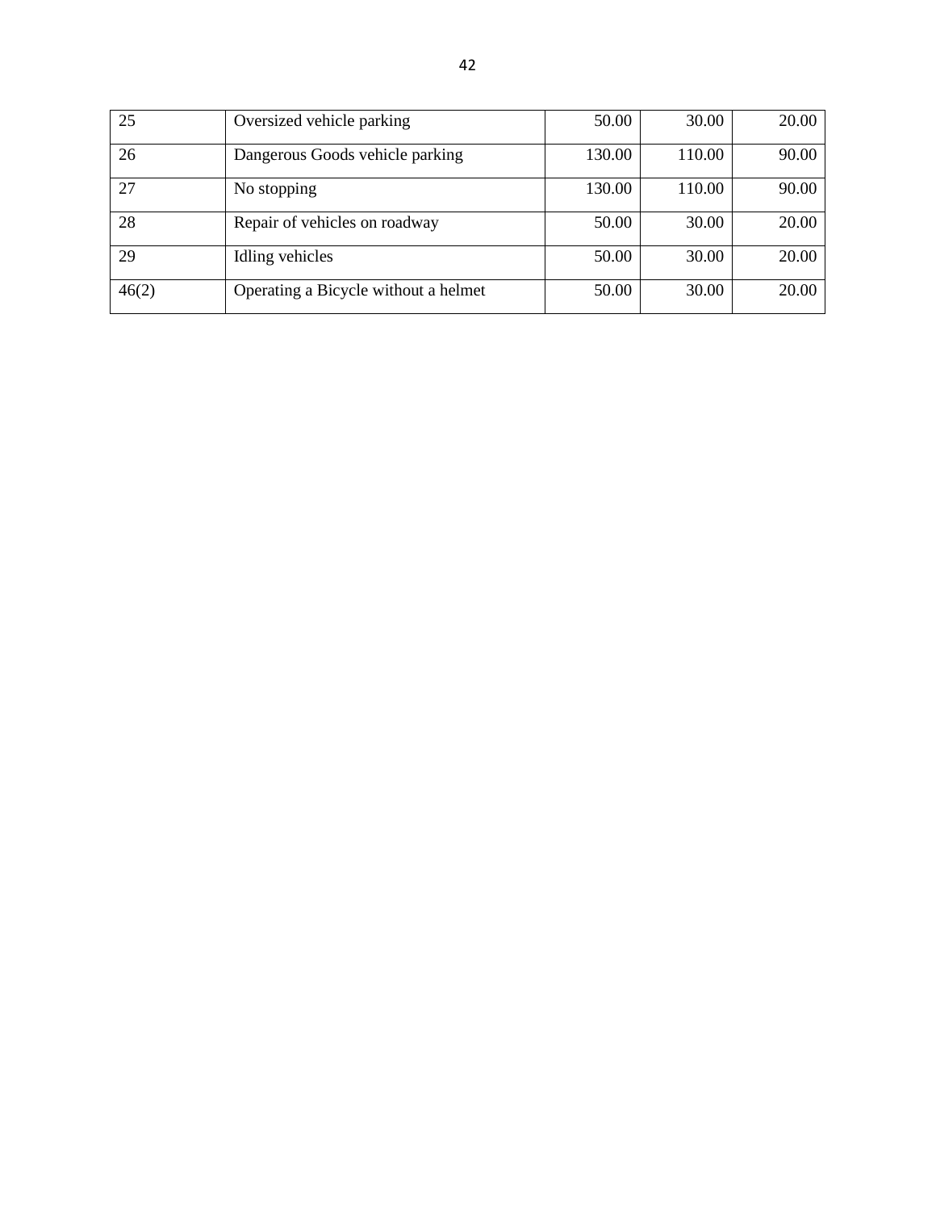| 25 | Oversized vehicle parking | 50.00 | 30.00 | 20.00 |
|---|---|---|---|---|
| 26 | Dangerous Goods vehicle parking | 130.00 | 110.00 | 90.00 |
| 27 | No stopping | 130.00 | 110.00 | 90.00 |
| 28 | Repair of vehicles on roadway | 50.00 | 30.00 | 20.00 |
| 29 | Idling vehicles | 50.00 | 30.00 | 20.00 |
| 46(2) | Operating a Bicycle without a helmet | 50.00 | 30.00 | 20.00 |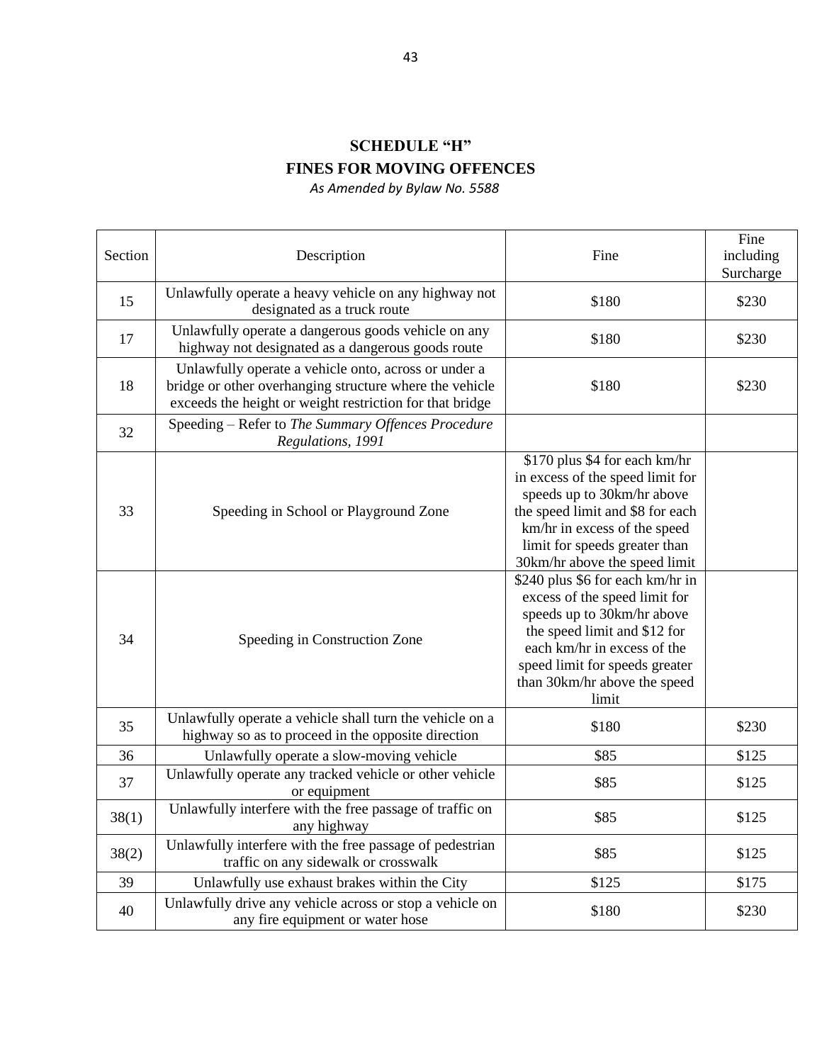# SCHEDULE "H"
## FINES FOR MOVING OFFENCES
*As Amended by Bylaw No. 5588*

| Section | Description | Fine | Fine including Surcharge |
|---|---|---|---|
| 15 | Unlawfully operate a heavy vehicle on any highway not designated as a truck route | $180 | $230 |
| 17 | Unlawfully operate a dangerous goods vehicle on any highway not designated as a dangerous goods route | $180 | $230 |
| 18 | Unlawfully operate a vehicle onto, across or under a bridge or other overhanging structure where the vehicle exceeds the height or weight restriction for that bridge | $180 | $230 |
| 32 | Speeding – Refer to *The Summary Offences Procedure Regulations, 1991* | | |
| 33 | Speeding in School or Playground Zone | $170 plus $4 for each km/hr in excess of the speed limit for speeds up to 30km/hr above the speed limit and $8 for each km/hr in excess of the speed limit for speeds greater than 30km/hr above the speed limit | |
| 34 | Speeding in Construction Zone | $240 plus $6 for each km/hr in excess of the speed limit for speeds up to 30km/hr above the speed limit and $12 for each km/hr in excess of the speed limit for speeds greater than 30km/hr above the speed limit | |
| 35 | Unlawfully operate a vehicle shall turn the vehicle on a highway so as to proceed in the opposite direction | $180 | $230 |
| 36 | Unlawfully operate a slow-moving vehicle | $85 | $125 |
| 37 | Unlawfully operate any tracked vehicle or other vehicle or equipment | $85 | $125 |
| 38(1) | Unlawfully interfere with the free passage of traffic on any highway | $85 | $125 |
| 38(2) | Unlawfully interfere with the free passage of pedestrian traffic on any sidewalk or crosswalk | $85 | $125 |
| 39 | Unlawfully use exhaust brakes within the City | $125 | $175 |
| 40 | Unlawfully drive any vehicle across or stop a vehicle on any fire equipment or water hose | $180 | $230 |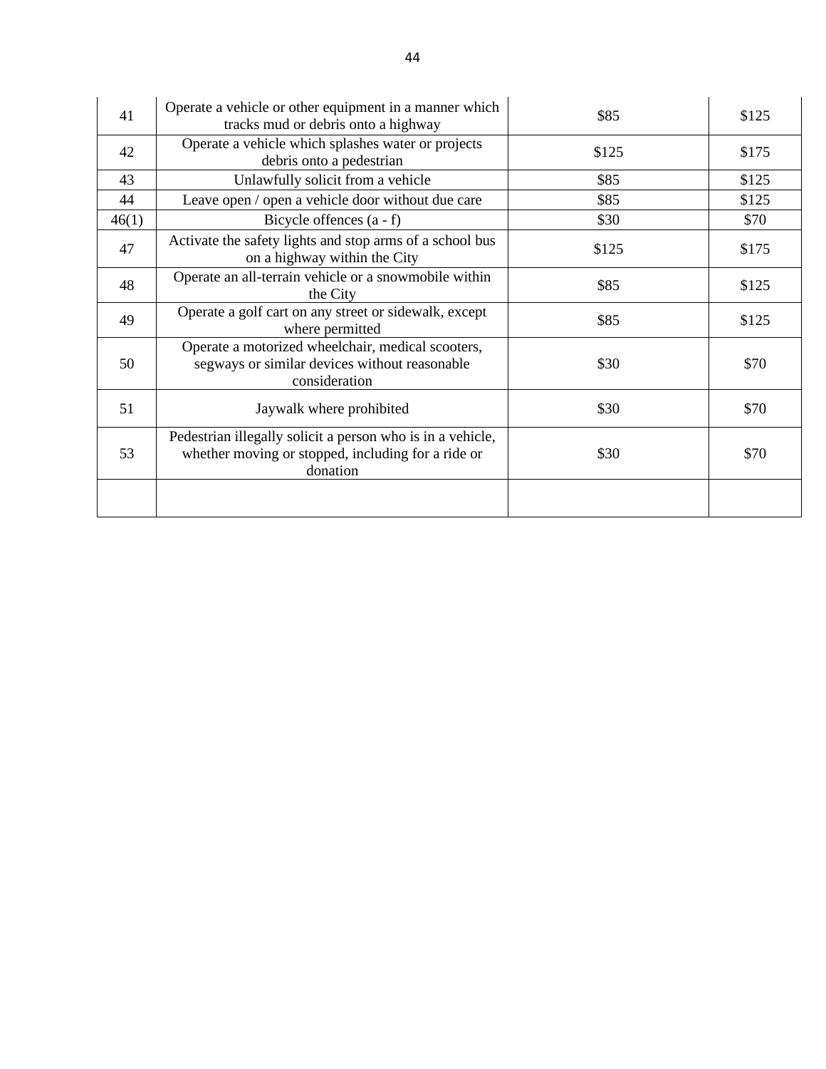| | | | |
|---|---|---|---|
| 41 | Operate a vehicle or other equipment in a manner which tracks mud or debris onto a highway | $85 | $125 |
| 42 | Operate a vehicle which splashes water or projects debris onto a pedestrian | $125 | $175 |
| 43 | Unlawfully solicit from a vehicle | $85 | $125 |
| 44 | Leave open / open a vehicle door without due care | $85 | $125 |
| 46(1) | Bicycle offences (a - f) | $30 | $70 |
| 47 | Activate the safety lights and stop arms of a school bus on a highway within the City | $125 | $175 |
| 48 | Operate an all-terrain vehicle or a snowmobile within the City | $85 | $125 |
| 49 | Operate a golf cart on any street or sidewalk, except where permitted | $85 | $125 |
| 50 | Operate a motorized wheelchair, medical scooters, segways or similar devices without reasonable consideration | $30 | $70 |
| 51 | Jaywalk where prohibited | $30 | $70 |
| 53 | Pedestrian illegally solicit a person who is in a vehicle, whether moving or stopped, including for a ride or donation | $30 | $70 |
| | | | |